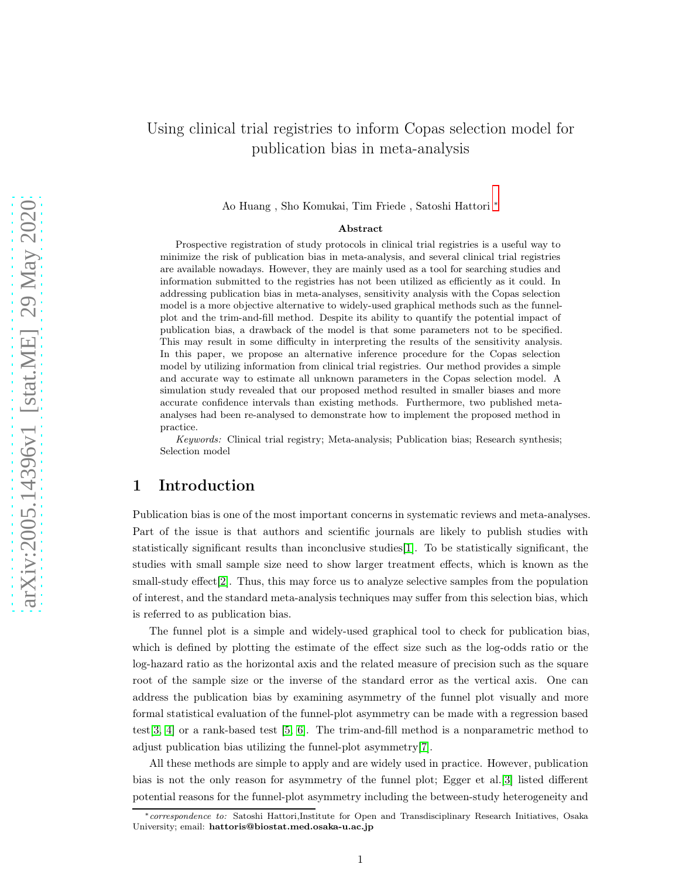# Using clinical trial registries to inform Copas selection model for publication bias in meta-analysis

Ao Huang , Sho Komukai, Tim Friede , Satoshi Hattori [*]

**Abstract**

Prospective registration of study protocols in clinical trial registries is a useful way to minimize the risk of publication bias in meta-analysis, and several clinical trial registries are available nowadays. However, they are mainly used as a tool for searching studies and information submitted to the registries has not been utilized as efficiently as it could. In addressing publication bias in meta-analyses, sensitivity analysis with the Copas selection model is a more objective alternative to widely-used graphical methods such as the funnel-plot and the trim-and-fill method. Despite its ability to quantify the potential impact of publication bias, a drawback of the model is that some parameters not to be specified. This may result in some difficulty in interpreting the results of the sensitivity analysis. In this paper, we propose an alternative inference procedure for the Copas selection model by utilizing information from clinical trial registries. Our method provides a simple and accurate way to estimate all unknown parameters in the Copas selection model. A simulation study revealed that our proposed method resulted in smaller biases and more accurate confidence intervals than existing methods. Furthermore, two published meta-analyses had been re-analysed to demonstrate how to implement the proposed method in practice.

*Keywords:* Clinical trial registry; Meta-analysis; Publication bias; Research synthesis; Selection model

## 1 Introduction

Publication bias is one of the most important concerns in systematic reviews and meta-analyses. Part of the issue is that authors and scientific journals are likely to publish studies with statistically significant results than inconclusive studies[1]. To be statistically significant, the studies with small sample size need to show larger treatment effects, which is known as the small-study effect[2]. Thus, this may force us to analyze selective samples from the population of interest, and the standard meta-analysis techniques may suffer from this selection bias, which is referred to as publication bias.

The funnel plot is a simple and widely-used graphical tool to check for publication bias, which is defined by plotting the estimate of the effect size such as the log-odds ratio or the log-hazard ratio as the horizontal axis and the related measure of precision such as the square root of the sample size or the inverse of the standard error as the vertical axis. One can address the publication bias by examining asymmetry of the funnel plot visually and more formal statistical evaluation of the funnel-plot asymmetry can be made with a regression based test[3, 4] or a rank-based test [5, 6]. The trim-and-fill method is a nonparametric method to adjust publication bias utilizing the funnel-plot asymmetry[7].

All these methods are simple to apply and are widely used in practice. However, publication bias is not the only reason for asymmetry of the funnel plot; Egger et al.[3] listed different potential reasons for the funnel-plot asymmetry including the between-study heterogeneity and

[*] *correspondence to:* Satoshi Hattori,Institute for Open and Transdisciplinary Research Initiatives, Osaka University; email: **hattoris@biostat.med.osaka-u.ac.jp**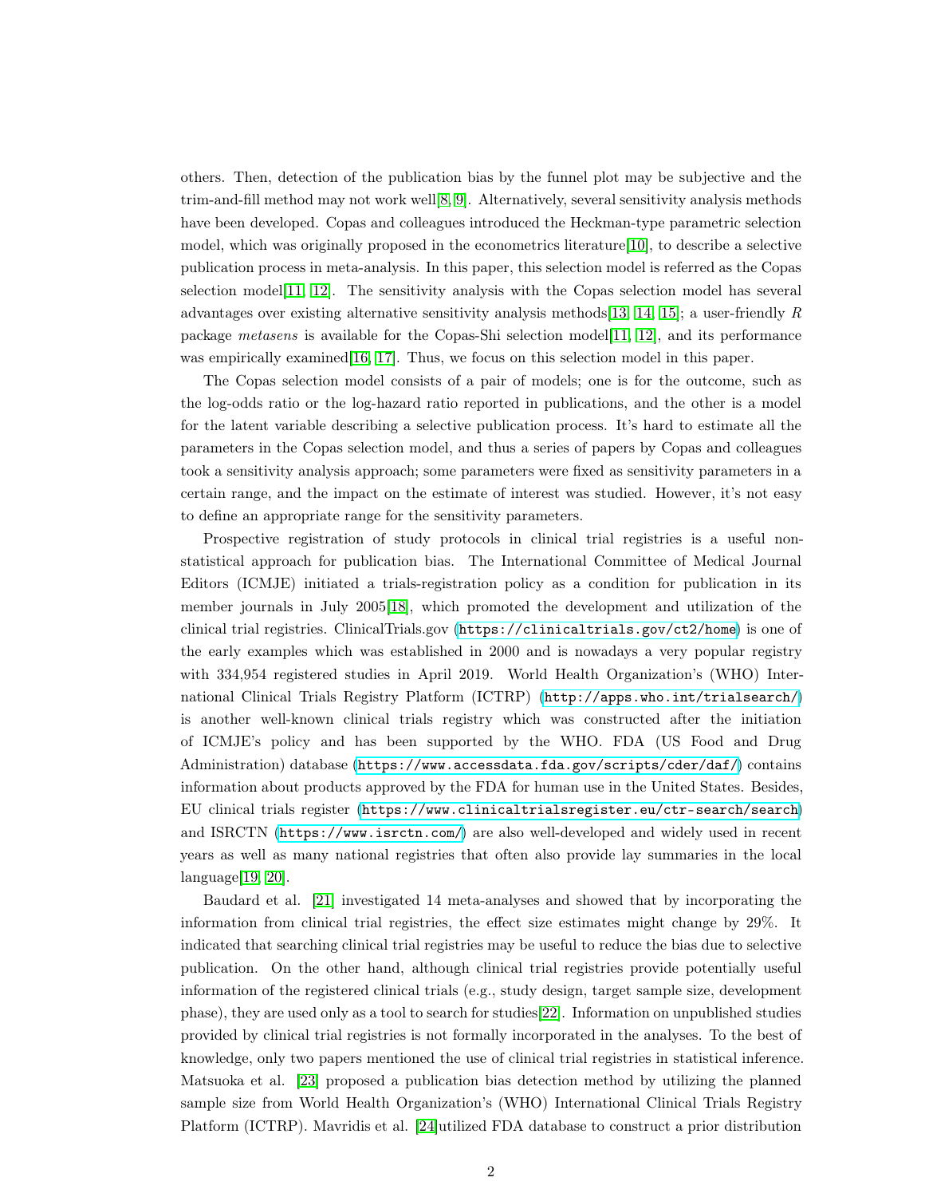others. Then, detection of the publication bias by the funnel plot may be subjective and the trim-and-fill method may not work well[8, 9]. Alternatively, several sensitivity analysis methods have been developed. Copas and colleagues introduced the Heckman-type parametric selection model, which was originally proposed in the econometrics literature[10], to describe a selective publication process in meta-analysis. In this paper, this selection model is referred as the Copas selection model[11, 12]. The sensitivity analysis with the Copas selection model has several advantages over existing alternative sensitivity analysis methods[13, 14, 15]; a user-friendly *R* package *metasens* is available for the Copas-Shi selection model[11, 12], and its performance was empirically examined[16, 17]. Thus, we focus on this selection model in this paper.

The Copas selection model consists of a pair of models; one is for the outcome, such as the log-odds ratio or the log-hazard ratio reported in publications, and the other is a model for the latent variable describing a selective publication process. It's hard to estimate all the parameters in the Copas selection model, and thus a series of papers by Copas and colleagues took a sensitivity analysis approach; some parameters were fixed as sensitivity parameters in a certain range, and the impact on the estimate of interest was studied. However, it's not easy to define an appropriate range for the sensitivity parameters.

Prospective registration of study protocols in clinical trial registries is a useful non-statistical approach for publication bias. The International Committee of Medical Journal Editors (ICMJE) initiated a trials-registration policy as a condition for publication in its member journals in July 2005[18], which promoted the development and utilization of the clinical trial registries. ClinicalTrials.gov (https://clinicaltrials.gov/ct2/home) is one of the early examples which was established in 2000 and is nowadays a very popular registry with 334,954 registered studies in April 2019. World Health Organization's (WHO) International Clinical Trials Registry Platform (ICTRP) (http://apps.who.int/trialsearch/) is another well-known clinical trials registry which was constructed after the initiation of ICMJE's policy and has been supported by the WHO. FDA (US Food and Drug Administration) database (https://www.accessdata.fda.gov/scripts/cder/daf/) contains information about products approved by the FDA for human use in the United States. Besides, EU clinical trials register (https://www.clinicaltrialsregister.eu/ctr-search/search) and ISRCTN (https://www.isrctn.com/) are also well-developed and widely used in recent years as well as many national registries that often also provide lay summaries in the local language[19, 20].

Baudard et al. [21] investigated 14 meta-analyses and showed that by incorporating the information from clinical trial registries, the effect size estimates might change by 29%. It indicated that searching clinical trial registries may be useful to reduce the bias due to selective publication. On the other hand, although clinical trial registries provide potentially useful information of the registered clinical trials (e.g., study design, target sample size, development phase), they are used only as a tool to search for studies[22]. Information on unpublished studies provided by clinical trial registries is not formally incorporated in the analyses. To the best of knowledge, only two papers mentioned the use of clinical trial registries in statistical inference. Matsuoka et al. [23] proposed a publication bias detection method by utilizing the planned sample size from World Health Organization's (WHO) International Clinical Trials Registry Platform (ICTRP). Mavridis et al. [24]utilized FDA database to construct a prior distribution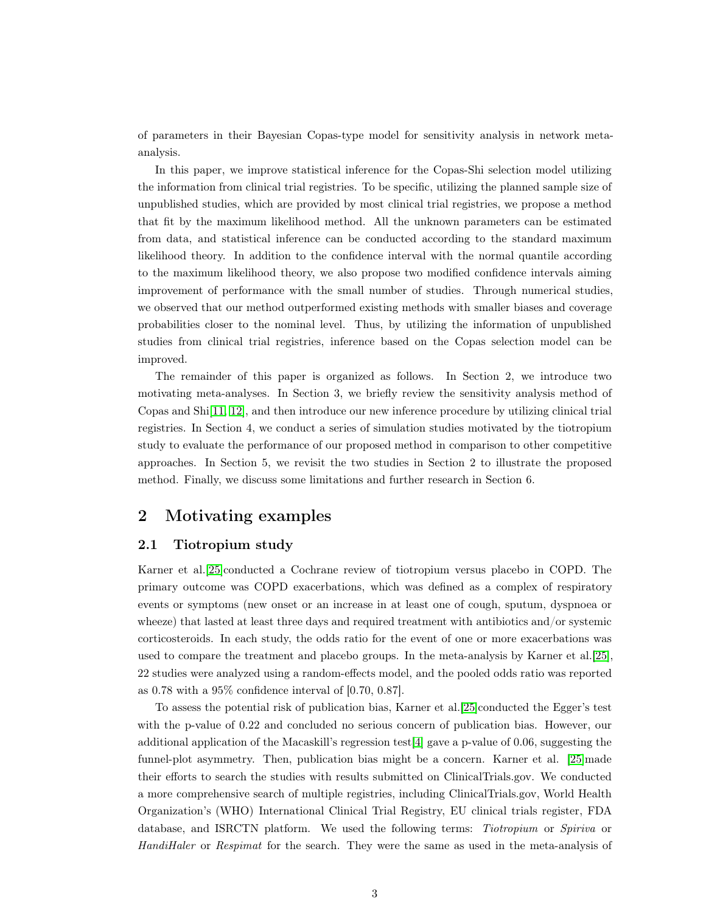of parameters in their Bayesian Copas-type model for sensitivity analysis in network meta-analysis.

In this paper, we improve statistical inference for the Copas-Shi selection model utilizing the information from clinical trial registries. To be specific, utilizing the planned sample size of unpublished studies, which are provided by most clinical trial registries, we propose a method that fit by the maximum likelihood method. All the unknown parameters can be estimated from data, and statistical inference can be conducted according to the standard maximum likelihood theory. In addition to the confidence interval with the normal quantile according to the maximum likelihood theory, we also propose two modified confidence intervals aiming improvement of performance with the small number of studies. Through numerical studies, we observed that our method outperformed existing methods with smaller biases and coverage probabilities closer to the nominal level. Thus, by utilizing the information of unpublished studies from clinical trial registries, inference based on the Copas selection model can be improved.

The remainder of this paper is organized as follows. In Section 2, we introduce two motivating meta-analyses. In Section 3, we briefly review the sensitivity analysis method of Copas and Shi[11, 12], and then introduce our new inference procedure by utilizing clinical trial registries. In Section 4, we conduct a series of simulation studies motivated by the tiotropium study to evaluate the performance of our proposed method in comparison to other competitive approaches. In Section 5, we revisit the two studies in Section 2 to illustrate the proposed method. Finally, we discuss some limitations and further research in Section 6.

## 2 Motivating examples

### 2.1 Tiotropium study

Karner et al.[25]conducted a Cochrane review of tiotropium versus placebo in COPD. The primary outcome was COPD exacerbations, which was defined as a complex of respiratory events or symptoms (new onset or an increase in at least one of cough, sputum, dyspnoea or wheeze) that lasted at least three days and required treatment with antibiotics and/or systemic corticosteroids. In each study, the odds ratio for the event of one or more exacerbations was used to compare the treatment and placebo groups. In the meta-analysis by Karner et al.[25], 22 studies were analyzed using a random-effects model, and the pooled odds ratio was reported as 0.78 with a 95% confidence interval of [0.70, 0.87].

To assess the potential risk of publication bias, Karner et al.[25]conducted the Egger's test with the p-value of 0.22 and concluded no serious concern of publication bias. However, our additional application of the Macaskill's regression test[4] gave a p-value of 0.06, suggesting the funnel-plot asymmetry. Then, publication bias might be a concern. Karner et al. [25]made their efforts to search the studies with results submitted on ClinicalTrials.gov. We conducted a more comprehensive search of multiple registries, including ClinicalTrials.gov, World Health Organization's (WHO) International Clinical Trial Registry, EU clinical trials register, FDA database, and ISRCTN platform. We used the following terms: *Tiotropium* or *Spiriva* or *HandiHaler* or *Respimat* for the search. They were the same as used in the meta-analysis of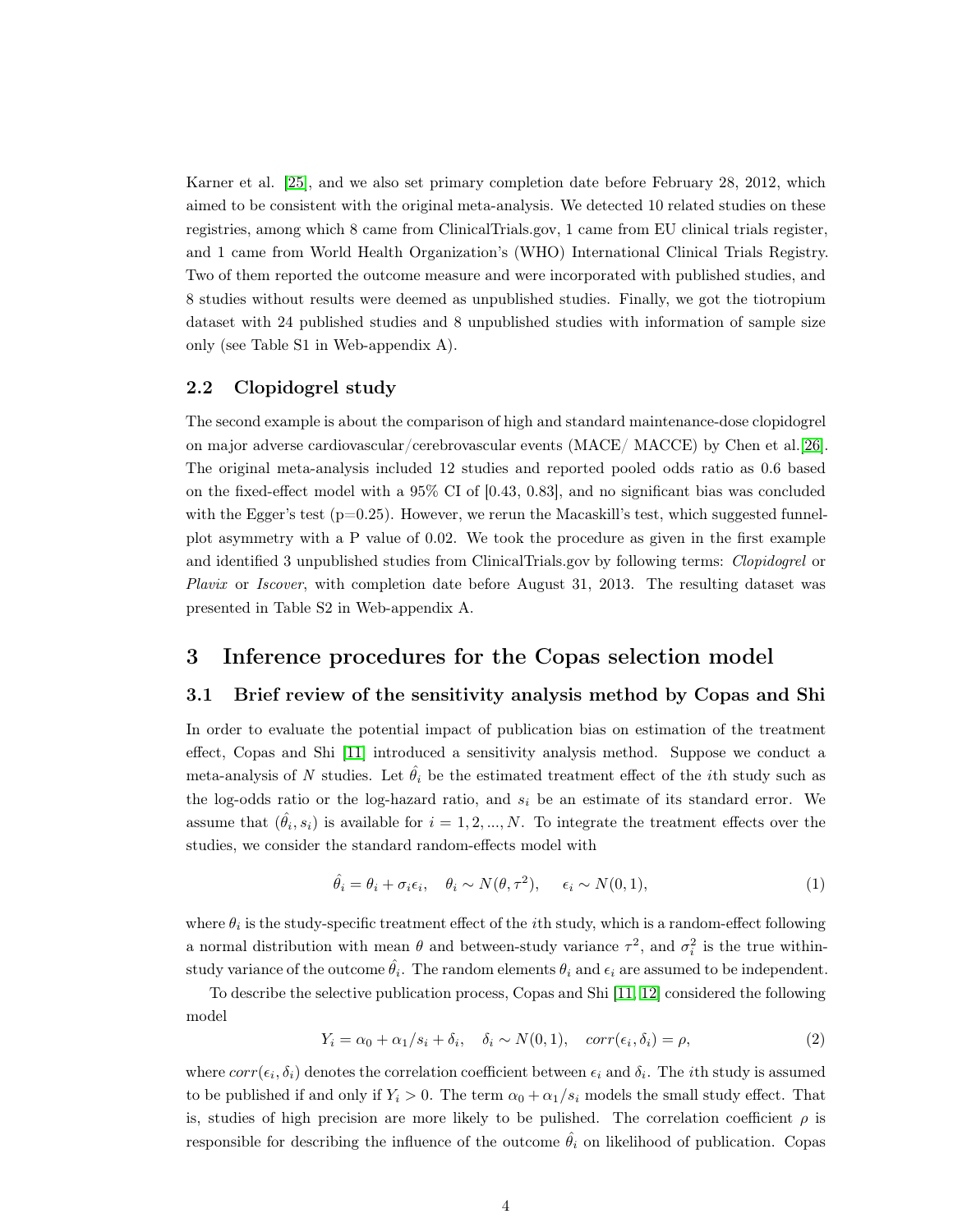Karner et al. [25], and we also set primary completion date before February 28, 2012, which aimed to be consistent with the original meta-analysis. We detected 10 related studies on these registries, among which 8 came from ClinicalTrials.gov, 1 came from EU clinical trials register, and 1 came from World Health Organization's (WHO) International Clinical Trials Registry. Two of them reported the outcome measure and were incorporated with published studies, and 8 studies without results were deemed as unpublished studies. Finally, we got the tiotropium dataset with 24 published studies and 8 unpublished studies with information of sample size only (see Table S1 in Web-appendix A).

### 2.2 Clopidogrel study

The second example is about the comparison of high and standard maintenance-dose clopidogrel on major adverse cardiovascular/cerebrovascular events (MACE/ MACCE) by Chen et al.[26]. The original meta-analysis included 12 studies and reported pooled odds ratio as 0.6 based on the fixed-effect model with a 95% CI of [0.43, 0.83], and no significant bias was concluded with the Egger's test (p=0.25). However, we rerun the Macaskill's test, which suggested funnel-plot asymmetry with a P value of 0.02. We took the procedure as given in the first example and identified 3 unpublished studies from ClinicalTrials.gov by following terms: *Clopidogrel* or *Plavix* or *Iscover*, with completion date before August 31, 2013. The resulting dataset was presented in Table S2 in Web-appendix A.

## 3 Inference procedures for the Copas selection model

### 3.1 Brief review of the sensitivity analysis method by Copas and Shi

In order to evaluate the potential impact of publication bias on estimation of the treatment effect, Copas and Shi [11] introduced a sensitivity analysis method. Suppose we conduct a meta-analysis of $N$ studies. Let $\hat{\theta}_i$ be the estimated treatment effect of the $i$th study such as the log-odds ratio or the log-hazard ratio, and $s_i$ be an estimate of its standard error. We assume that $(\hat{\theta}_i, s_i)$ is available for $i = 1, 2, ..., N$. To integrate the treatment effects over the studies, we consider the standard random-effects model with

$$\hat{\theta}_i = \theta_i + \sigma_i \epsilon_i, \quad \theta_i \sim N(\theta, \tau^2), \quad \epsilon_i \sim N(0, 1), \tag{1}$$

where $\theta_i$ is the study-specific treatment effect of the $i$th study, which is a random-effect following a normal distribution with mean $\theta$ and between-study variance $\tau^2$, and $\sigma_i^2$ is the true within-study variance of the outcome $\hat{\theta}_i$. The random elements $\theta_i$ and $\epsilon_i$ are assumed to be independent.

To describe the selective publication process, Copas and Shi [11, 12] considered the following model

$$Y_i = \alpha_0 + \alpha_1/s_i + \delta_i, \quad \delta_i \sim N(0, 1), \quad corr(\epsilon_i, \delta_i) = \rho, \tag{2}$$

where $corr(\epsilon_i, \delta_i)$ denotes the correlation coefficient between $\epsilon_i$ and $\delta_i$. The $i$th study is assumed to be published if and only if $Y_i > 0$. The term $\alpha_0 + \alpha_1/s_i$ models the small study effect. That is, studies of high precision are more likely to be pulished. The correlation coefficient $\rho$ is responsible for describing the influence of the outcome $\hat{\theta}_i$ on likelihood of publication. Copas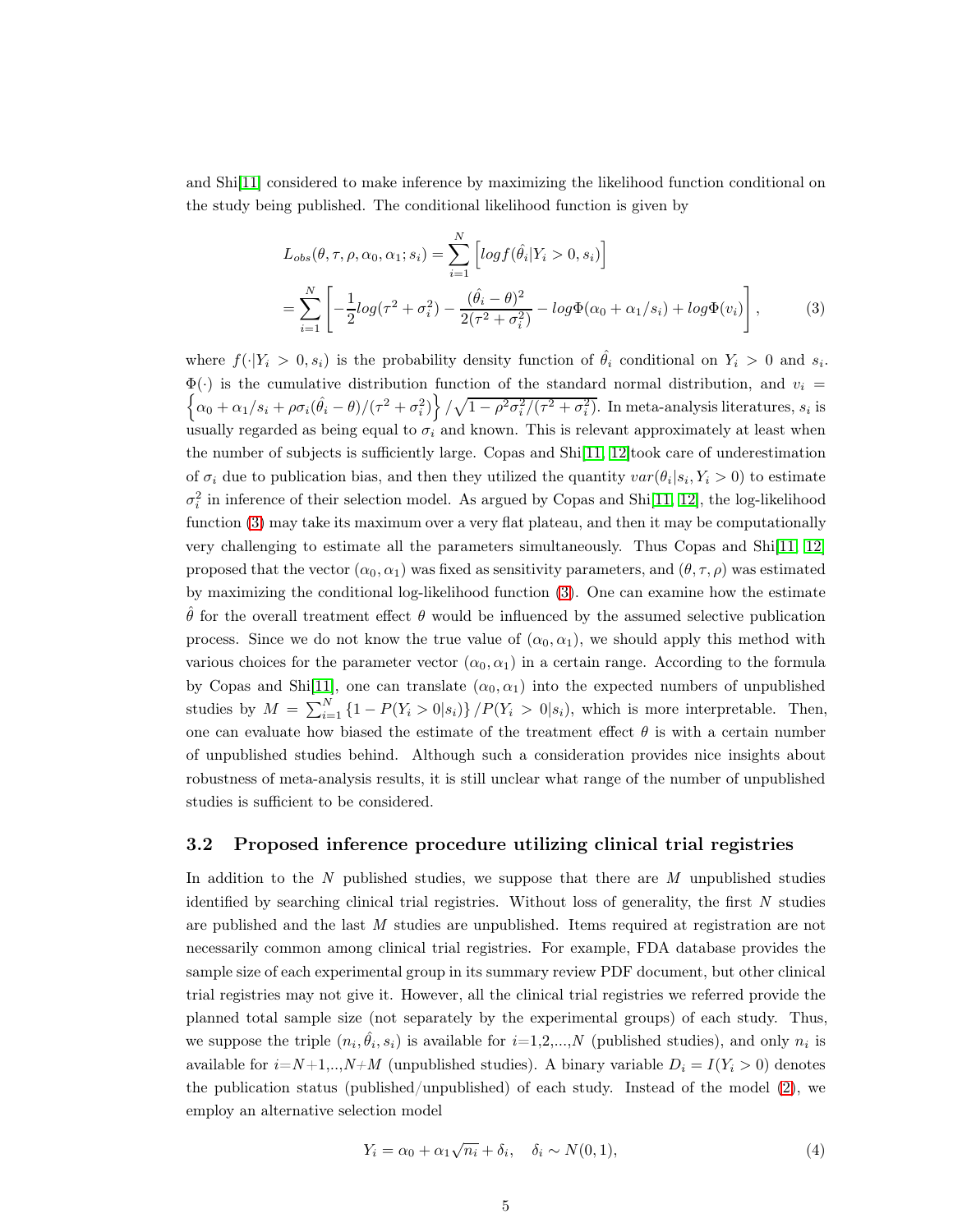and Shi[11] considered to make inference by maximizing the likelihood function conditional on the study being published. The conditional likelihood function is given by

$$
\begin{aligned}
L_{obs}(\theta, \tau, \rho, \alpha_0, \alpha_1; s_i) &= \sum_{i=1}^{N} \left[ log f(\hat{\theta}_i | Y_i > 0, s_i) \right] \\
&= \sum_{i=1}^{N} \left[ -\frac{1}{2} log(\tau^2 + \sigma_i^2) - \frac{(\hat{\theta}_i - \theta)^2}{2(\tau^2 + \sigma_i^2)} - log\Phi(\alpha_0 + \alpha_1/s_i) + log\Phi(v_i) \right],
\end{aligned} \tag{3}
$$

where $f(\cdot|Y_i > 0, s_i)$ is the probability density function of $\hat{\theta}_i$ conditional on $Y_i > 0$ and $s_i$. $\Phi(\cdot)$ is the cumulative distribution function of the standard normal distribution, and $v_i = \left\{ \alpha_0 + \alpha_1/s_i + \rho\sigma_i(\hat{\theta}_i - \theta)/(\tau^2 + \sigma_i^2) \right\} / \sqrt{1 - \rho^2\sigma_i^2/(\tau^2 + \sigma_i^2)}$. In meta-analysis literatures, $s_i$ is usually regarded as being equal to $\sigma_i$ and known. This is relevant approximately at least when the number of subjects is sufficiently large. Copas and Shi[11, 12]took care of underestimation of $\sigma_i$ due to publication bias, and then they utilized the quantity $var(\theta_i|s_i, Y_i > 0)$ to estimate $\sigma_i^2$ in inference of their selection model. As argued by Copas and Shi[11, 12], the log-likelihood function (3) may take its maximum over a very flat plateau, and then it may be computationally very challenging to estimate all the parameters simultaneously. Thus Copas and Shi[11, 12] proposed that the vector $(\alpha_0, \alpha_1)$ was fixed as sensitivity parameters, and $(\theta, \tau, \rho)$ was estimated by maximizing the conditional log-likelihood function (3). One can examine how the estimate $\hat{\theta}$ for the overall treatment effect $\theta$ would be influenced by the assumed selective publication process. Since we do not know the true value of $(\alpha_0, \alpha_1)$, we should apply this method with various choices for the parameter vector $(\alpha_0, \alpha_1)$ in a certain range. According to the formula by Copas and Shi[11], one can translate $(\alpha_0, \alpha_1)$ into the expected numbers of unpublished studies by $M = \sum_{i=1}^{N} \left\{ 1 - P(Y_i > 0|s_i) \right\} / P(Y_i > 0|s_i)$, which is more interpretable. Then, one can evaluate how biased the estimate of the treatment effect $\theta$ is with a certain number of unpublished studies behind. Although such a consideration provides nice insights about robustness of meta-analysis results, it is still unclear what range of the number of unpublished studies is sufficient to be considered.

### 3.2 Proposed inference procedure utilizing clinical trial registries

In addition to the $N$ published studies, we suppose that there are $M$ unpublished studies identified by searching clinical trial registries. Without loss of generality, the first $N$ studies are published and the last $M$ studies are unpublished. Items required at registration are not necessarily common among clinical trial registries. For example, FDA database provides the sample size of each experimental group in its summary review PDF document, but other clinical trial registries may not give it. However, all the clinical trial registries we referred provide the planned total sample size (not separately by the experimental groups) of each study. Thus, we suppose the triple $(n_i, \hat{\theta}_i, s_i)$ is available for $i$=1,2,...,$N$ (published studies), and only $n_i$ is available for $i$=$N$+1,..,$N$+$M$ (unpublished studies). A binary variable $D_i = I(Y_i > 0)$ denotes the publication status (published/unpublished) of each study. Instead of the model (2), we employ an alternative selection model

$$
Y_i = \alpha_0 + \alpha_1\sqrt{n_i} + \delta_i, \quad \delta_i \sim N(0, 1), \tag{4}
$$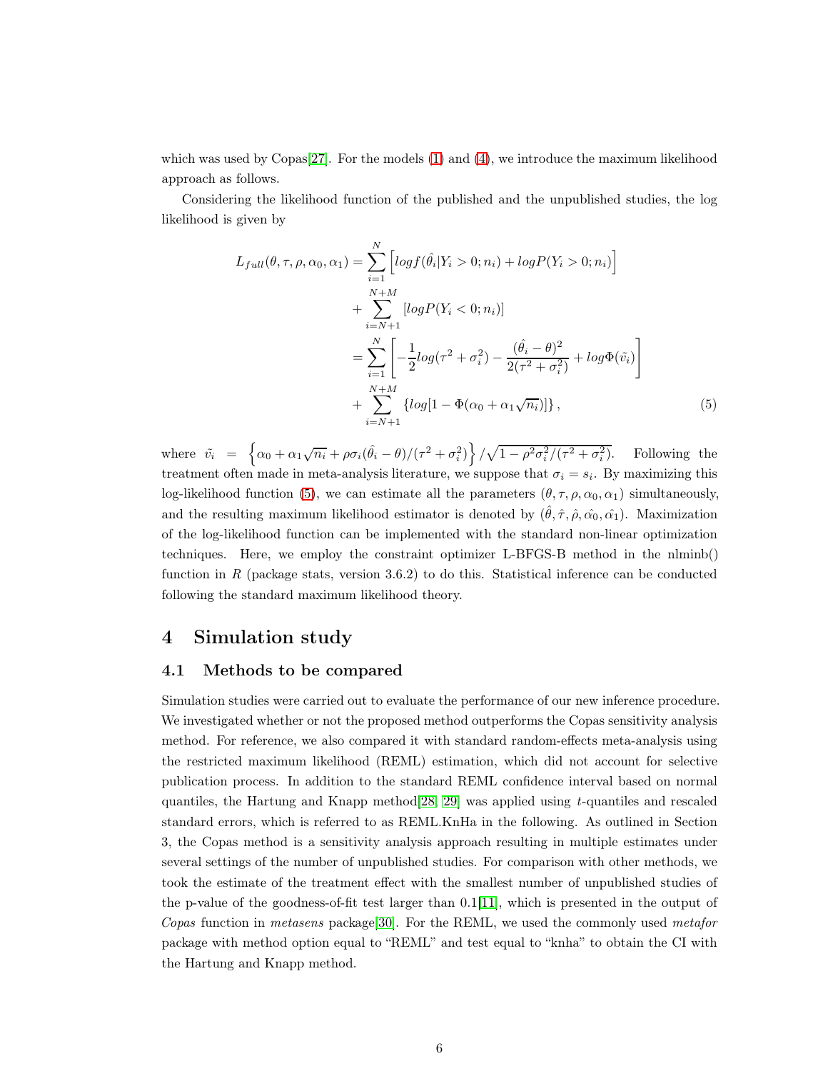which was used by Copas[27]. For the models (1) and (4), we introduce the maximum likelihood approach as follows.

Considering the likelihood function of the published and the unpublished studies, the log likelihood is given by

$$
\begin{aligned}
L_{full}(\theta, \tau, \rho, \alpha_0, \alpha_1) &= \sum_{i=1}^{N} \left[ log f(\hat{\theta}_i | Y_i > 0; n_i) + log P(Y_i > 0; n_i) \right] \\
&+ \sum_{i=N+1}^{N+M} \left[ log P(Y_i < 0; n_i) \right] \\
&= \sum_{i=1}^{N} \left[ -\frac{1}{2} log(\tau^2 + \sigma_i^2) - \frac{(\hat{\theta}_i - \theta)^2}{2(\tau^2 + \sigma_i^2)} + log \Phi(\tilde{v}_i) \right] \\
&+ \sum_{i=N+1}^{N+M} \left\{ log[1 - \Phi(\alpha_0 + \alpha_1 \sqrt{n_i})] \right\}, \qquad (5)
\end{aligned}
$$

where $\tilde{v}_i = \left\{ \alpha_0 + \alpha_1 \sqrt{n_i} + \rho \sigma_i (\hat{\theta}_i - \theta)/(\tau^2 + \sigma_i^2) \right\} / \sqrt{1 - \rho^2 \sigma_i^2 / (\tau^2 + \sigma_i^2)}$. Following the treatment often made in meta-analysis literature, we suppose that $\sigma_i = s_i$. By maximizing this log-likelihood function (5), we can estimate all the parameters $(\theta, \tau, \rho, \alpha_0, \alpha_1)$ simultaneously, and the resulting maximum likelihood estimator is denoted by $(\hat{\theta}, \hat{\tau}, \hat{\rho}, \hat{\alpha_0}, \hat{\alpha_1})$. Maximization of the log-likelihood function can be implemented with the standard non-linear optimization techniques. Here, we employ the constraint optimizer L-BFGS-B method in the nlminb() function in *R* (package stats, version 3.6.2) to do this. Statistical inference can be conducted following the standard maximum likelihood theory.

# 4 Simulation study

## 4.1 Methods to be compared

Simulation studies were carried out to evaluate the performance of our new inference procedure. We investigated whether or not the proposed method outperforms the Copas sensitivity analysis method. For reference, we also compared it with standard random-effects meta-analysis using the restricted maximum likelihood (REML) estimation, which did not account for selective publication process. In addition to the standard REML confidence interval based on normal quantiles, the Hartung and Knapp method[28, 29] was applied using $t$-quantiles and rescaled standard errors, which is referred to as REML.KnHa in the following. As outlined in Section 3, the Copas method is a sensitivity analysis approach resulting in multiple estimates under several settings of the number of unpublished studies. For comparison with other methods, we took the estimate of the treatment effect with the smallest number of unpublished studies of the p-value of the goodness-of-fit test larger than 0.1[11], which is presented in the output of *Copas* function in *metasens* package[30]. For the REML, we used the commonly used *metafor* package with method option equal to "REML" and test equal to "knha" to obtain the CI with the Hartung and Knapp method.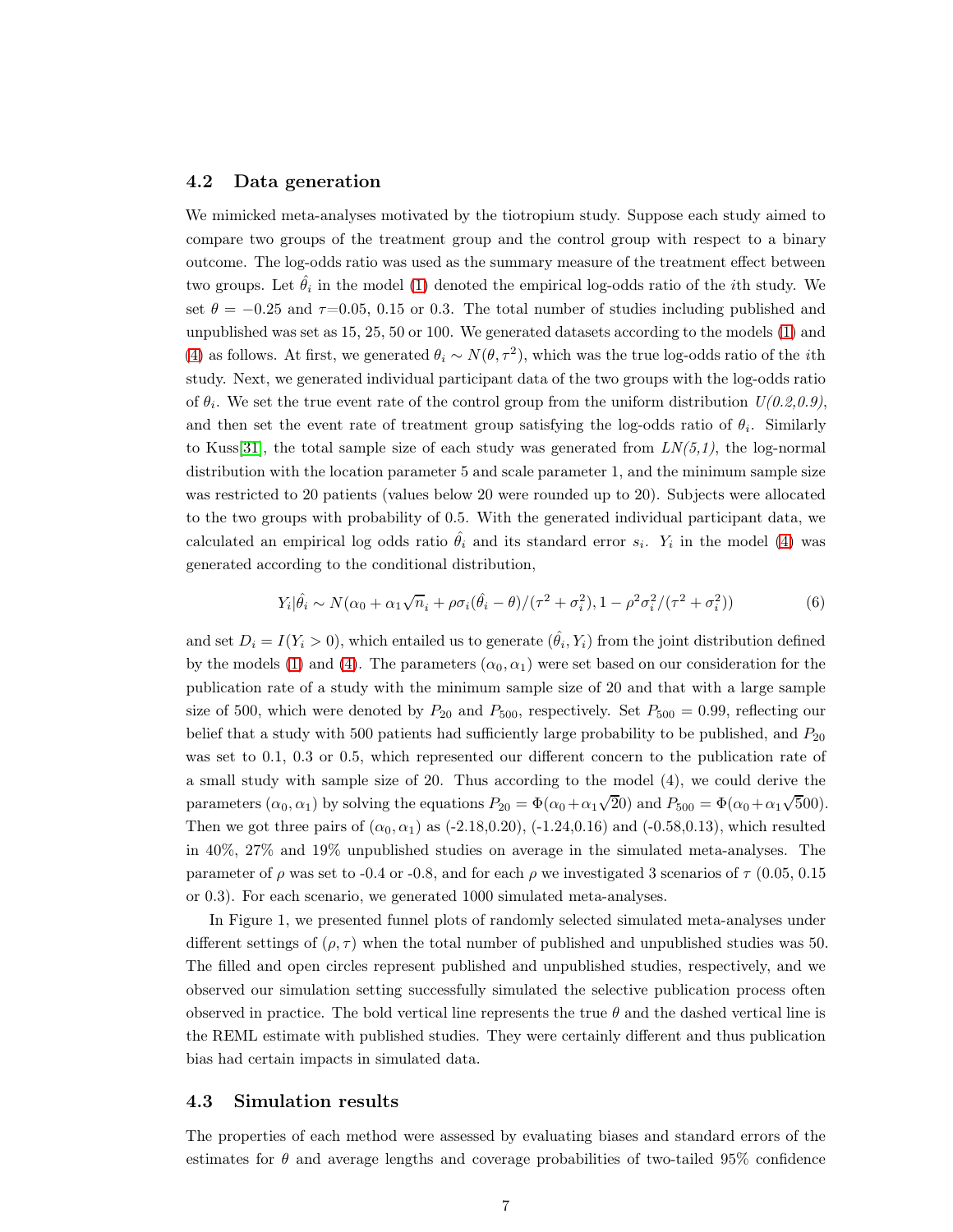### 4.2 Data generation

We mimicked meta-analyses motivated by the tiotropium study. Suppose each study aimed to compare two groups of the treatment group and the control group with respect to a binary outcome. The log-odds ratio was used as the summary measure of the treatment effect between two groups. Let $\hat{\theta}_i$ in the model (1) denoted the empirical log-odds ratio of the $i$th study. We set $\theta = -0.25$ and $\tau$=0.05, 0.15 or 0.3. The total number of studies including published and unpublished was set as 15, 25, 50 or 100. We generated datasets according to the models (1) and (4) as follows. At first, we generated $\theta_i \sim N(\theta, \tau^2)$, which was the true log-odds ratio of the $i$th study. Next, we generated individual participant data of the two groups with the log-odds ratio of $\theta_i$. We set the true event rate of the control group from the uniform distribution *U(0.2,0.9)*, and then set the event rate of treatment group satisfying the log-odds ratio of $\theta_i$. Similarly to Kuss[31], the total sample size of each study was generated from *LN(5,1)*, the log-normal distribution with the location parameter 5 and scale parameter 1, and the minimum sample size was restricted to 20 patients (values below 20 were rounded up to 20). Subjects were allocated to the two groups with probability of 0.5. With the generated individual participant data, we calculated an empirical log odds ratio $\hat{\theta}_i$ and its standard error $s_i$. $Y_i$ in the model (4) was generated according to the conditional distribution,

$$Y_i|\hat{\theta}_i \sim N(\alpha_0 + \alpha_1\sqrt{n}_i + \rho\sigma_i(\hat{\theta}_i - \theta)/(\tau^2 + \sigma_i^2), 1 - \rho^2\sigma_i^2/(\tau^2 + \sigma_i^2)) \tag{6}$$

and set $D_i = I(Y_i > 0)$, which entailed us to generate $(\hat{\theta}_i, Y_i)$ from the joint distribution defined by the models (1) and (4). The parameters $(\alpha_0, \alpha_1)$ were set based on our consideration for the publication rate of a study with the minimum sample size of 20 and that with a large sample size of 500, which were denoted by $P_{20}$ and $P_{500}$, respectively. Set $P_{500} = 0.99$, reflecting our belief that a study with 500 patients had sufficiently large probability to be published, and $P_{20}$ was set to 0.1, 0.3 or 0.5, which represented our different concern to the publication rate of a small study with sample size of 20. Thus according to the model (4), we could derive the parameters $(\alpha_0, \alpha_1)$ by solving the equations $P_{20} = \Phi(\alpha_0 + \alpha_1\sqrt{20})$ and $P_{500} = \Phi(\alpha_0 + \alpha_1\sqrt{500})$. Then we got three pairs of $(\alpha_0, \alpha_1)$ as (-2.18,0.20), (-1.24,0.16) and (-0.58,0.13), which resulted in 40%, 27% and 19% unpublished studies on average in the simulated meta-analyses. The parameter of $\rho$ was set to -0.4 or -0.8, and for each $\rho$ we investigated 3 scenarios of $\tau$ (0.05, 0.15 or 0.3). For each scenario, we generated 1000 simulated meta-analyses.

In Figure 1, we presented funnel plots of randomly selected simulated meta-analyses under different settings of $(\rho, \tau)$ when the total number of published and unpublished studies was 50. The filled and open circles represent published and unpublished studies, respectively, and we observed our simulation setting successfully simulated the selective publication process often observed in practice. The bold vertical line represents the true $\theta$ and the dashed vertical line is the REML estimate with published studies. They were certainly different and thus publication bias had certain impacts in simulated data.

### 4.3 Simulation results

The properties of each method were assessed by evaluating biases and standard errors of the estimates for $\theta$ and average lengths and coverage probabilities of two-tailed 95% confidence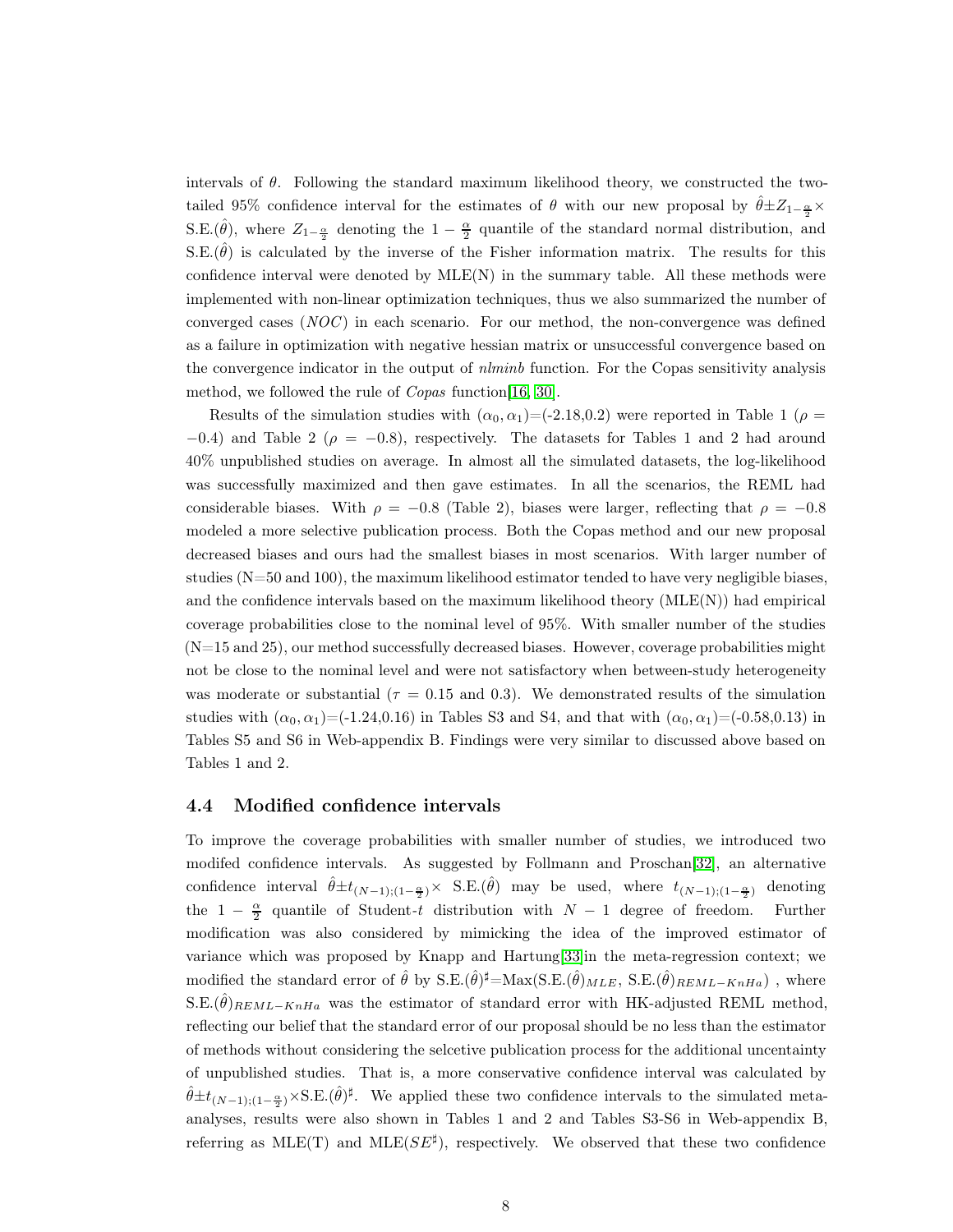intervals of $\theta$. Following the standard maximum likelihood theory, we constructed the two-tailed 95% confidence interval for the estimates of $\theta$ with our new proposal by $\hat{\theta} \pm Z_{1-\frac{\alpha}{2}} \times$ S.E.$(\hat{\theta})$, where $Z_{1-\frac{\alpha}{2}}$ denoting the $1-\frac{\alpha}{2}$ quantile of the standard normal distribution, and S.E.$(\hat{\theta})$ is calculated by the inverse of the Fisher information matrix. The results for this confidence interval were denoted by MLE(N) in the summary table. All these methods were implemented with non-linear optimization techniques, thus we also summarized the number of converged cases (*NOC*) in each scenario. For our method, the non-convergence was defined as a failure in optimization with negative hessian matrix or unsuccessful convergence based on the convergence indicator in the output of *nlminb* function. For the Copas sensitivity analysis method, we followed the rule of *Copas* function[16, 30].

Results of the simulation studies with $(\alpha_0, \alpha_1)$=(-2.18,0.2) were reported in Table 1 ($\rho = -0.4$) and Table 2 ($\rho = -0.8$), respectively. The datasets for Tables 1 and 2 had around 40% unpublished studies on average. In almost all the simulated datasets, the log-likelihood was successfully maximized and then gave estimates. In all the scenarios, the REML had considerable biases. With $\rho = -0.8$ (Table 2), biases were larger, reflecting that $\rho = -0.8$ modeled a more selective publication process. Both the Copas method and our new proposal decreased biases and ours had the smallest biases in most scenarios. With larger number of studies (N=50 and 100), the maximum likelihood estimator tended to have very negligible biases, and the confidence intervals based on the maximum likelihood theory (MLE(N)) had empirical coverage probabilities close to the nominal level of 95%. With smaller number of the studies (N=15 and 25), our method successfully decreased biases. However, coverage probabilities might not be close to the nominal level and were not satisfactory when between-study heterogeneity was moderate or substantial ($\tau = 0.15$ and 0.3). We demonstrated results of the simulation studies with $(\alpha_0, \alpha_1)$=(-1.24,0.16) in Tables S3 and S4, and that with $(\alpha_0, \alpha_1)$=(-0.58,0.13) in Tables S5 and S6 in Web-appendix B. Findings were very similar to discussed above based on Tables 1 and 2.

### 4.4 Modified confidence intervals

To improve the coverage probabilities with smaller number of studies, we introduced two modifed confidence intervals. As suggested by Follmann and Proschan[32], an alternative confidence interval $\hat{\theta} \pm t_{(N-1);(1-\frac{\alpha}{2})} \times$ S.E.$(\hat{\theta})$ may be used, where $t_{(N-1);(1-\frac{\alpha}{2})}$ denoting the $1-\frac{\alpha}{2}$ quantile of Student-$t$ distribution with $N-1$ degree of freedom. Further modification was also considered by mimicking the idea of the improved estimator of variance which was proposed by Knapp and Hartung[33]in the meta-regression context; we modified the standard error of $\hat{\theta}$ by S.E.$(\hat{\theta})^{\sharp}$=Max(S.E.$(\hat{\theta})_{MLE}$, S.E.$(\hat{\theta})_{REML-KnHa}$) , where S.E.$(\hat{\theta})_{REML-KnHa}$ was the estimator of standard error with HK-adjusted REML method, reflecting our belief that the standard error of our proposal should be no less than the estimator of methods without considering the selcetive publication process for the additional uncentainty of unpublished studies. That is, a more conservative confidence interval was calculated by $\hat{\theta} \pm t_{(N-1);(1-\frac{\alpha}{2})} \times$S.E.$(\hat{\theta})^{\sharp}$. We applied these two confidence intervals to the simulated meta-analyses, results were also shown in Tables 1 and 2 and Tables S3-S6 in Web-appendix B, referring as MLE(T) and MLE($SE^{\sharp}$), respectively. We observed that these two confidence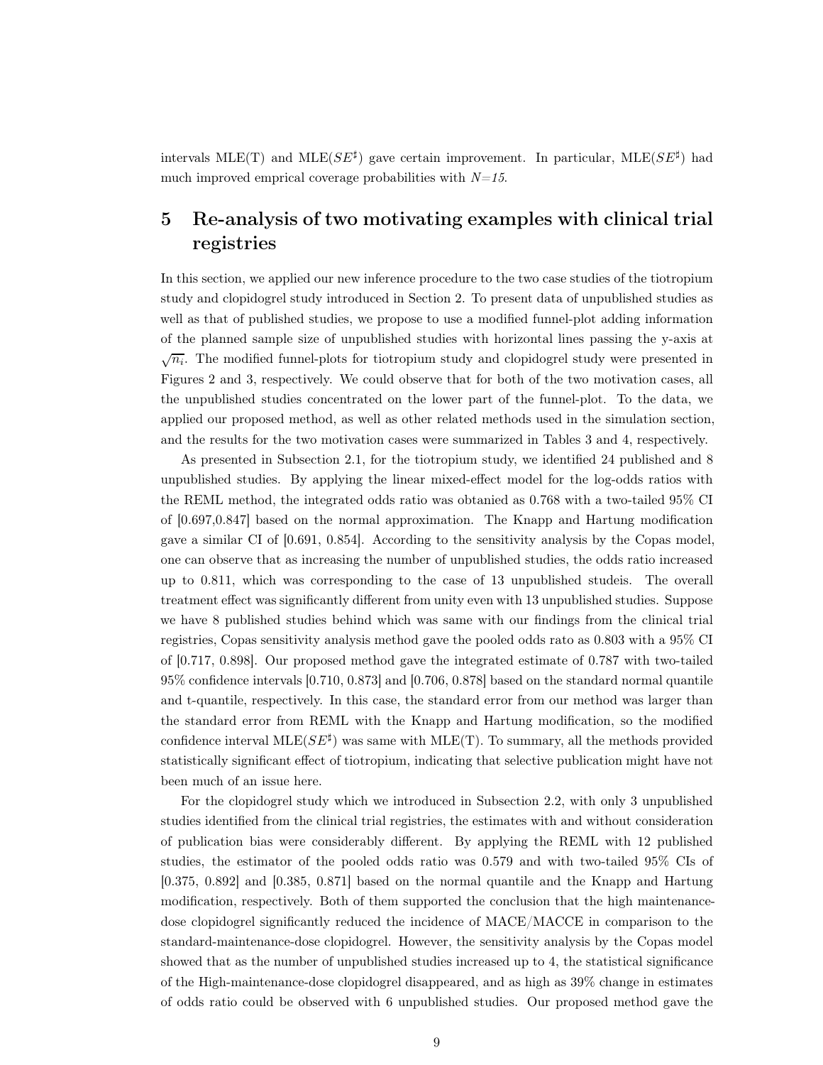intervals MLE(T) and MLE($SE^{\sharp}$) gave certain improvement. In particular, MLE($SE^{\sharp}$) had much improved emprical coverage probabilities with *N=15*.

# 5 Re-analysis of two motivating examples with clinical trial registries

In this section, we applied our new inference procedure to the two case studies of the tiotropium study and clopidogrel study introduced in Section 2. To present data of unpublished studies as well as that of published studies, we propose to use a modified funnel-plot adding information of the planned sample size of unpublished studies with horizontal lines passing the y-axis at $\sqrt{n_i}$. The modified funnel-plots for tiotropium study and clopidogrel study were presented in Figures 2 and 3, respectively. We could observe that for both of the two motivation cases, all the unpublished studies concentrated on the lower part of the funnel-plot. To the data, we applied our proposed method, as well as other related methods used in the simulation section, and the results for the two motivation cases were summarized in Tables 3 and 4, respectively.

As presented in Subsection 2.1, for the tiotropium study, we identified 24 published and 8 unpublished studies. By applying the linear mixed-effect model for the log-odds ratios with the REML method, the integrated odds ratio was obtanied as 0.768 with a two-tailed 95% CI of [0.697,0.847] based on the normal approximation. The Knapp and Hartung modification gave a similar CI of [0.691, 0.854]. According to the sensitivity analysis by the Copas model, one can observe that as increasing the number of unpublished studies, the odds ratio increased up to 0.811, which was corresponding to the case of 13 unpublished studeis. The overall treatment effect was significantly different from unity even with 13 unpublished studies. Suppose we have 8 published studies behind which was same with our findings from the clinical trial registries, Copas sensitivity analysis method gave the pooled odds rato as 0.803 with a 95% CI of [0.717, 0.898]. Our proposed method gave the integrated estimate of 0.787 with two-tailed 95% confidence intervals [0.710, 0.873] and [0.706, 0.878] based on the standard normal quantile and t-quantile, respectively. In this case, the standard error from our method was larger than the standard error from REML with the Knapp and Hartung modification, so the modified confidence interval MLE($SE^{\sharp}$) was same with MLE(T). To summary, all the methods provided statistically significant effect of tiotropium, indicating that selective publication might have not been much of an issue here.

For the clopidogrel study which we introduced in Subsection 2.2, with only 3 unpublished studies identified from the clinical trial registries, the estimates with and without consideration of publication bias were considerably different. By applying the REML with 12 published studies, the estimator of the pooled odds ratio was 0.579 and with two-tailed 95% CIs of [0.375, 0.892] and [0.385, 0.871] based on the normal quantile and the Knapp and Hartung modification, respectively. Both of them supported the conclusion that the high maintenance-dose clopidogrel significantly reduced the incidence of MACE/MACCE in comparison to the standard-maintenance-dose clopidogrel. However, the sensitivity analysis by the Copas model showed that as the number of unpublished studies increased up to 4, the statistical significance of the High-maintenance-dose clopidogrel disappeared, and as high as 39% change in estimates of odds ratio could be observed with 6 unpublished studies. Our proposed method gave the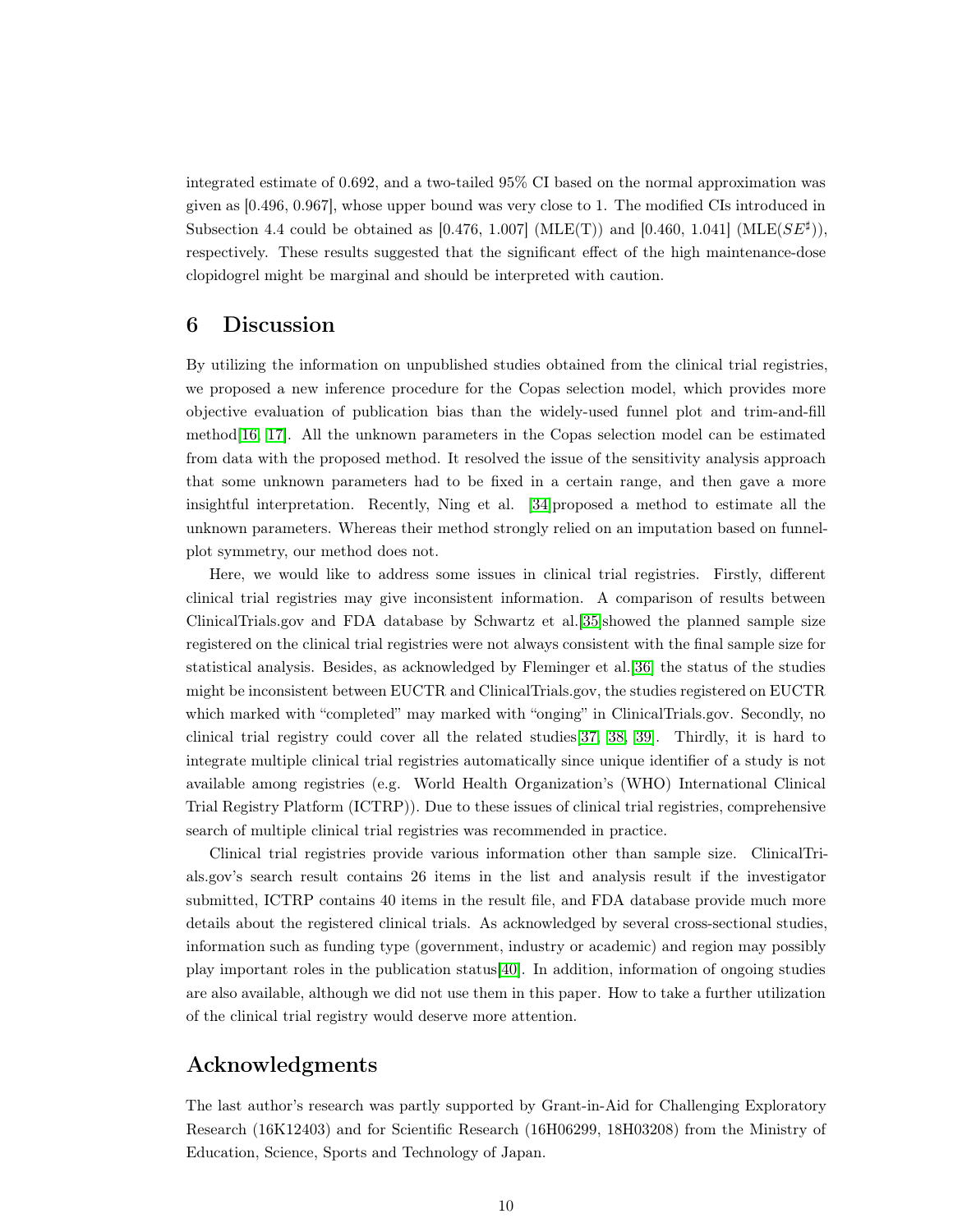integrated estimate of 0.692, and a two-tailed 95% CI based on the normal approximation was given as [0.496, 0.967], whose upper bound was very close to 1. The modified CIs introduced in Subsection 4.4 could be obtained as [0.476, 1.007] (MLE(T)) and [0.460, 1.041] (MLE($SE^{\sharp}$)), respectively. These results suggested that the significant effect of the high maintenance-dose clopidogrel might be marginal and should be interpreted with caution.

# 6 Discussion

By utilizing the information on unpublished studies obtained from the clinical trial registries, we proposed a new inference procedure for the Copas selection model, which provides more objective evaluation of publication bias than the widely-used funnel plot and trim-and-fill method[16, 17]. All the unknown parameters in the Copas selection model can be estimated from data with the proposed method. It resolved the issue of the sensitivity analysis approach that some unknown parameters had to be fixed in a certain range, and then gave a more insightful interpretation. Recently, Ning et al. [34]proposed a method to estimate all the unknown parameters. Whereas their method strongly relied on an imputation based on funnel-plot symmetry, our method does not.

Here, we would like to address some issues in clinical trial registries. Firstly, different clinical trial registries may give inconsistent information. A comparison of results between ClinicalTrials.gov and FDA database by Schwartz et al.[35]showed the planned sample size registered on the clinical trial registries were not always consistent with the final sample size for statistical analysis. Besides, as acknowledged by Fleminger et al.[36] the status of the studies might be inconsistent between EUCTR and ClinicalTrials.gov, the studies registered on EUCTR which marked with "completed" may marked with "onging" in ClinicalTrials.gov. Secondly, no clinical trial registry could cover all the related studies[37, 38, 39]. Thirdly, it is hard to integrate multiple clinical trial registries automatically since unique identifier of a study is not available among registries (e.g. World Health Organization's (WHO) International Clinical Trial Registry Platform (ICTRP)). Due to these issues of clinical trial registries, comprehensive search of multiple clinical trial registries was recommended in practice.

Clinical trial registries provide various information other than sample size. ClinicalTrials.gov's search result contains 26 items in the list and analysis result if the investigator submitted, ICTRP contains 40 items in the result file, and FDA database provide much more details about the registered clinical trials. As acknowledged by several cross-sectional studies, information such as funding type (government, industry or academic) and region may possibly play important roles in the publication status[40]. In addition, information of ongoing studies are also available, although we did not use them in this paper. How to take a further utilization of the clinical trial registry would deserve more attention.

# Acknowledgments

The last author's research was partly supported by Grant-in-Aid for Challenging Exploratory Research (16K12403) and for Scientific Research (16H06299, 18H03208) from the Ministry of Education, Science, Sports and Technology of Japan.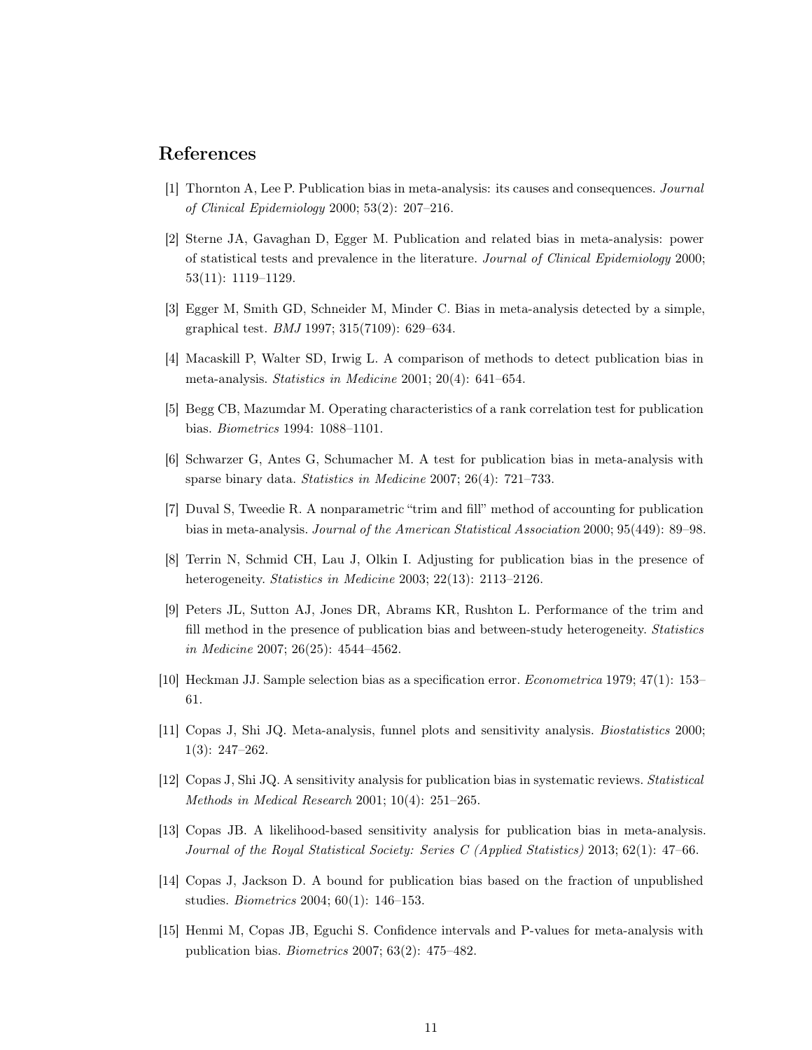## References

[1] Thornton A, Lee P. Publication bias in meta-analysis: its causes and consequences. *Journal of Clinical Epidemiology* 2000; 53(2): 207–216.

[2] Sterne JA, Gavaghan D, Egger M. Publication and related bias in meta-analysis: power of statistical tests and prevalence in the literature. *Journal of Clinical Epidemiology* 2000; 53(11): 1119–1129.

[3] Egger M, Smith GD, Schneider M, Minder C. Bias in meta-analysis detected by a simple, graphical test. *BMJ* 1997; 315(7109): 629–634.

[4] Macaskill P, Walter SD, Irwig L. A comparison of methods to detect publication bias in meta-analysis. *Statistics in Medicine* 2001; 20(4): 641–654.

[5] Begg CB, Mazumdar M. Operating characteristics of a rank correlation test for publication bias. *Biometrics* 1994: 1088–1101.

[6] Schwarzer G, Antes G, Schumacher M. A test for publication bias in meta-analysis with sparse binary data. *Statistics in Medicine* 2007; 26(4): 721–733.

[7] Duval S, Tweedie R. A nonparametric "trim and fill" method of accounting for publication bias in meta-analysis. *Journal of the American Statistical Association* 2000; 95(449): 89–98.

[8] Terrin N, Schmid CH, Lau J, Olkin I. Adjusting for publication bias in the presence of heterogeneity. *Statistics in Medicine* 2003; 22(13): 2113–2126.

[9] Peters JL, Sutton AJ, Jones DR, Abrams KR, Rushton L. Performance of the trim and fill method in the presence of publication bias and between-study heterogeneity. *Statistics in Medicine* 2007; 26(25): 4544–4562.

[10] Heckman JJ. Sample selection bias as a specification error. *Econometrica* 1979; 47(1): 153–61.

[11] Copas J, Shi JQ. Meta-analysis, funnel plots and sensitivity analysis. *Biostatistics* 2000; 1(3): 247–262.

[12] Copas J, Shi JQ. A sensitivity analysis for publication bias in systematic reviews. *Statistical Methods in Medical Research* 2001; 10(4): 251–265.

[13] Copas JB. A likelihood-based sensitivity analysis for publication bias in meta-analysis. *Journal of the Royal Statistical Society: Series C (Applied Statistics)* 2013; 62(1): 47–66.

[14] Copas J, Jackson D. A bound for publication bias based on the fraction of unpublished studies. *Biometrics* 2004; 60(1): 146–153.

[15] Henmi M, Copas JB, Eguchi S. Confidence intervals and P-values for meta-analysis with publication bias. *Biometrics* 2007; 63(2): 475–482.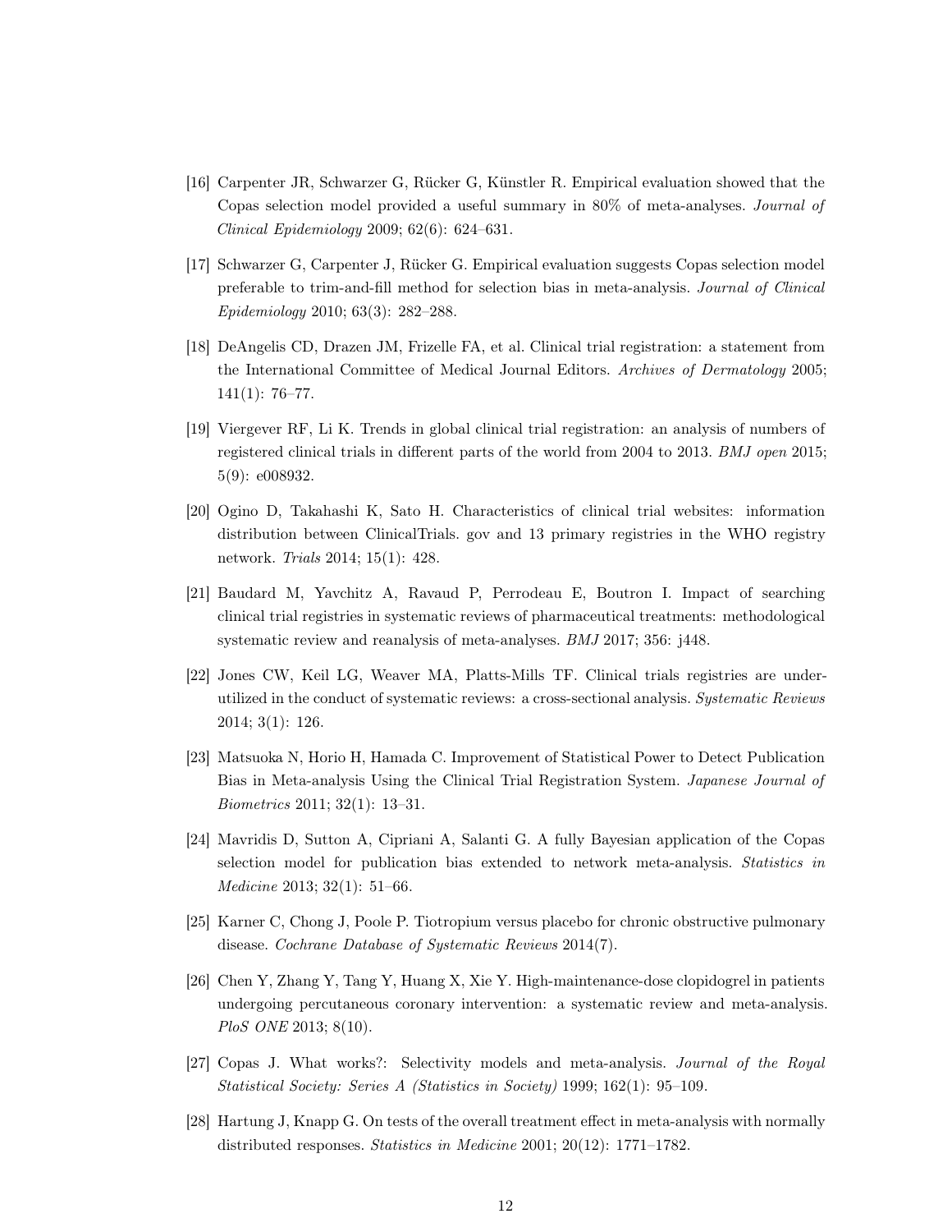[16] Carpenter JR, Schwarzer G, Rücker G, Künstler R. Empirical evaluation showed that the Copas selection model provided a useful summary in 80% of meta-analyses. *Journal of Clinical Epidemiology* 2009; 62(6): 624–631.

[17] Schwarzer G, Carpenter J, Rücker G. Empirical evaluation suggests Copas selection model preferable to trim-and-fill method for selection bias in meta-analysis. *Journal of Clinical Epidemiology* 2010; 63(3): 282–288.

[18] DeAngelis CD, Drazen JM, Frizelle FA, et al. Clinical trial registration: a statement from the International Committee of Medical Journal Editors. *Archives of Dermatology* 2005; 141(1): 76–77.

[19] Viergever RF, Li K. Trends in global clinical trial registration: an analysis of numbers of registered clinical trials in different parts of the world from 2004 to 2013. *BMJ open* 2015; 5(9): e008932.

[20] Ogino D, Takahashi K, Sato H. Characteristics of clinical trial websites: information distribution between ClinicalTrials. gov and 13 primary registries in the WHO registry network. *Trials* 2014; 15(1): 428.

[21] Baudard M, Yavchitz A, Ravaud P, Perrodeau E, Boutron I. Impact of searching clinical trial registries in systematic reviews of pharmaceutical treatments: methodological systematic review and reanalysis of meta-analyses. *BMJ* 2017; 356: j448.

[22] Jones CW, Keil LG, Weaver MA, Platts-Mills TF. Clinical trials registries are underutilized in the conduct of systematic reviews: a cross-sectional analysis. *Systematic Reviews* 2014; 3(1): 126.

[23] Matsuoka N, Horio H, Hamada C. Improvement of Statistical Power to Detect Publication Bias in Meta-analysis Using the Clinical Trial Registration System. *Japanese Journal of Biometrics* 2011; 32(1): 13–31.

[24] Mavridis D, Sutton A, Cipriani A, Salanti G. A fully Bayesian application of the Copas selection model for publication bias extended to network meta-analysis. *Statistics in Medicine* 2013; 32(1): 51–66.

[25] Karner C, Chong J, Poole P. Tiotropium versus placebo for chronic obstructive pulmonary disease. *Cochrane Database of Systematic Reviews* 2014(7).

[26] Chen Y, Zhang Y, Tang Y, Huang X, Xie Y. High-maintenance-dose clopidogrel in patients undergoing percutaneous coronary intervention: a systematic review and meta-analysis. *PloS ONE* 2013; 8(10).

[27] Copas J. What works?: Selectivity models and meta-analysis. *Journal of the Royal Statistical Society: Series A (Statistics in Society)* 1999; 162(1): 95–109.

[28] Hartung J, Knapp G. On tests of the overall treatment effect in meta-analysis with normally distributed responses. *Statistics in Medicine* 2001; 20(12): 1771–1782.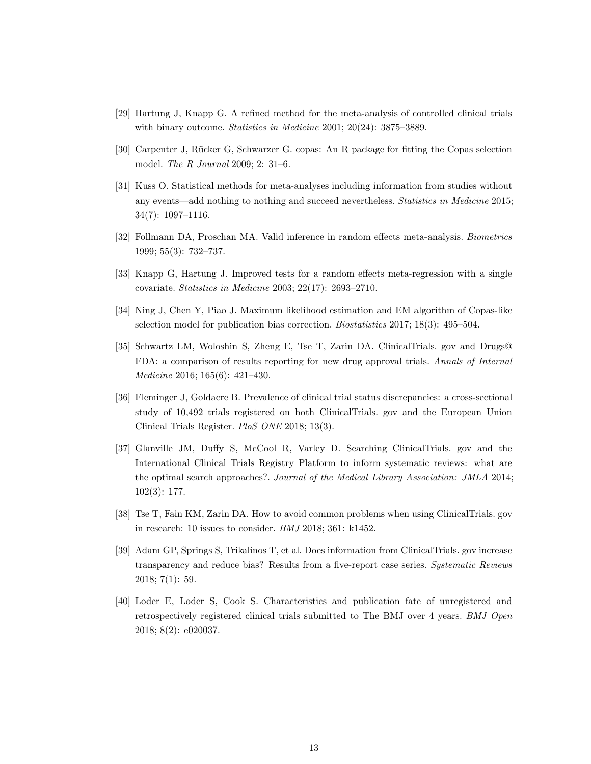[29] Hartung J, Knapp G. A refined method for the meta-analysis of controlled clinical trials with binary outcome. *Statistics in Medicine* 2001; 20(24): 3875–3889.

[30] Carpenter J, Rücker G, Schwarzer G. copas: An R package for fitting the Copas selection model. *The R Journal* 2009; 2: 31–6.

[31] Kuss O. Statistical methods for meta-analyses including information from studies without any events—add nothing to nothing and succeed nevertheless. *Statistics in Medicine* 2015; 34(7): 1097–1116.

[32] Follmann DA, Proschan MA. Valid inference in random effects meta-analysis. *Biometrics* 1999; 55(3): 732–737.

[33] Knapp G, Hartung J. Improved tests for a random effects meta-regression with a single covariate. *Statistics in Medicine* 2003; 22(17): 2693–2710.

[34] Ning J, Chen Y, Piao J. Maximum likelihood estimation and EM algorithm of Copas-like selection model for publication bias correction. *Biostatistics* 2017; 18(3): 495–504.

[35] Schwartz LM, Woloshin S, Zheng E, Tse T, Zarin DA. ClinicalTrials. gov and Drugs@ FDA: a comparison of results reporting for new drug approval trials. *Annals of Internal Medicine* 2016; 165(6): 421–430.

[36] Fleminger J, Goldacre B. Prevalence of clinical trial status discrepancies: a cross-sectional study of 10,492 trials registered on both ClinicalTrials. gov and the European Union Clinical Trials Register. *PloS ONE* 2018; 13(3).

[37] Glanville JM, Duffy S, McCool R, Varley D. Searching ClinicalTrials. gov and the International Clinical Trials Registry Platform to inform systematic reviews: what are the optimal search approaches?. *Journal of the Medical Library Association: JMLA* 2014; 102(3): 177.

[38] Tse T, Fain KM, Zarin DA. How to avoid common problems when using ClinicalTrials. gov in research: 10 issues to consider. *BMJ* 2018; 361: k1452.

[39] Adam GP, Springs S, Trikalinos T, et al. Does information from ClinicalTrials. gov increase transparency and reduce bias? Results from a five-report case series. *Systematic Reviews* 2018; 7(1): 59.

[40] Loder E, Loder S, Cook S. Characteristics and publication fate of unregistered and retrospectively registered clinical trials submitted to The BMJ over 4 years. *BMJ Open* 2018; 8(2): e020037.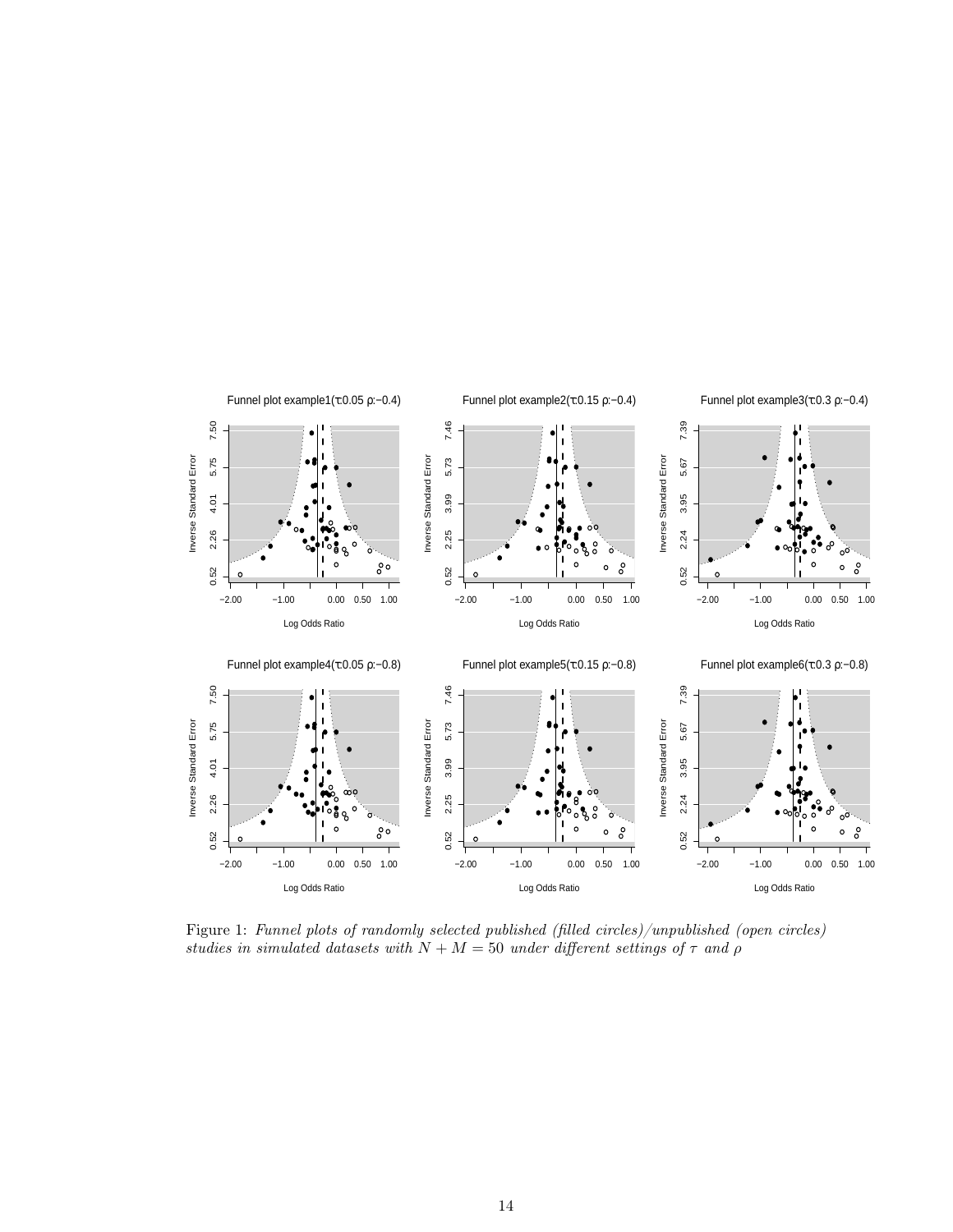Figure 1: *Funnel plots of randomly selected published (filled circles)/unpublished (open circles) studies in simulated datasets with $N + M = 50$ under different settings of $\tau$ and $\rho$*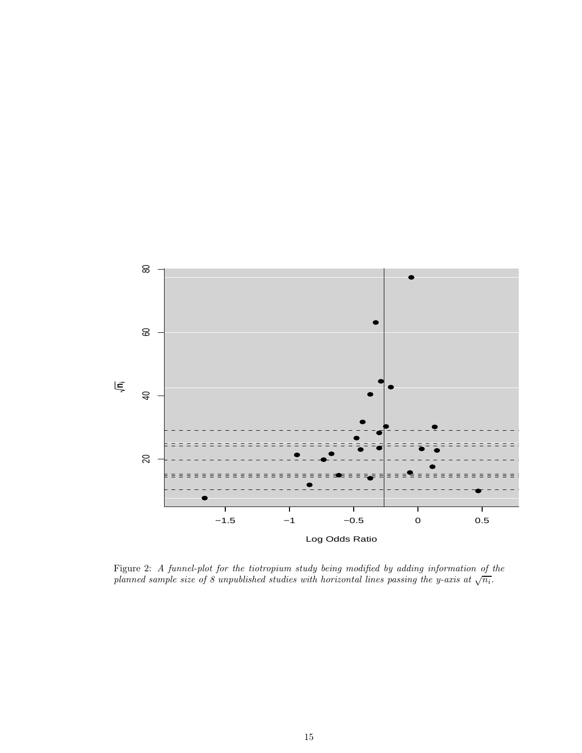Figure 2: *A funnel-plot for the tiotropium study being modified by adding information of the planned sample size of 8 unpublished studies with horizontal lines passing the y-axis at* $\sqrt{n_i}$.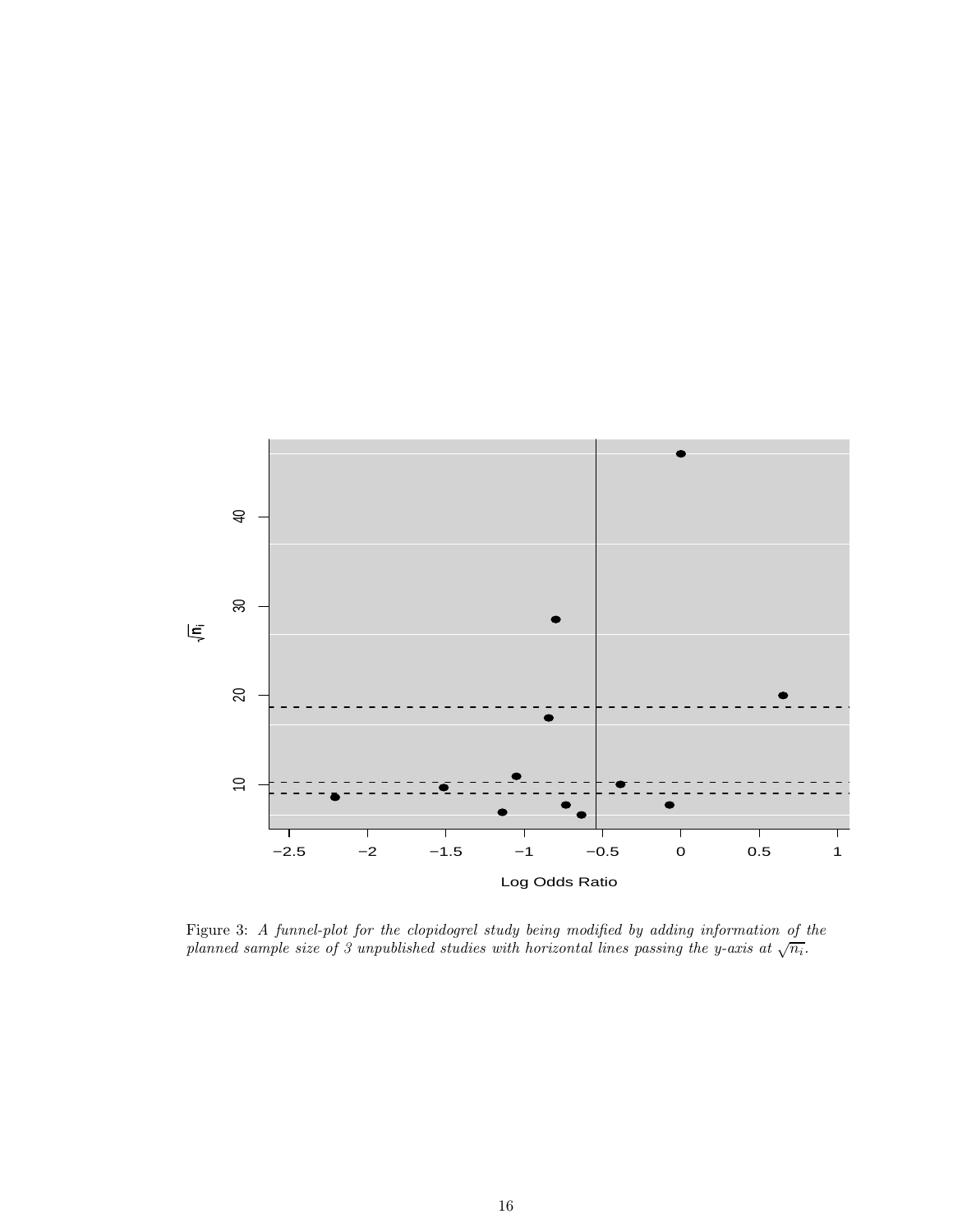Figure 3: *A funnel-plot for the clopidogrel study being modified by adding information of the planned sample size of 3 unpublished studies with horizontal lines passing the y-axis at* $\sqrt{n_i}$.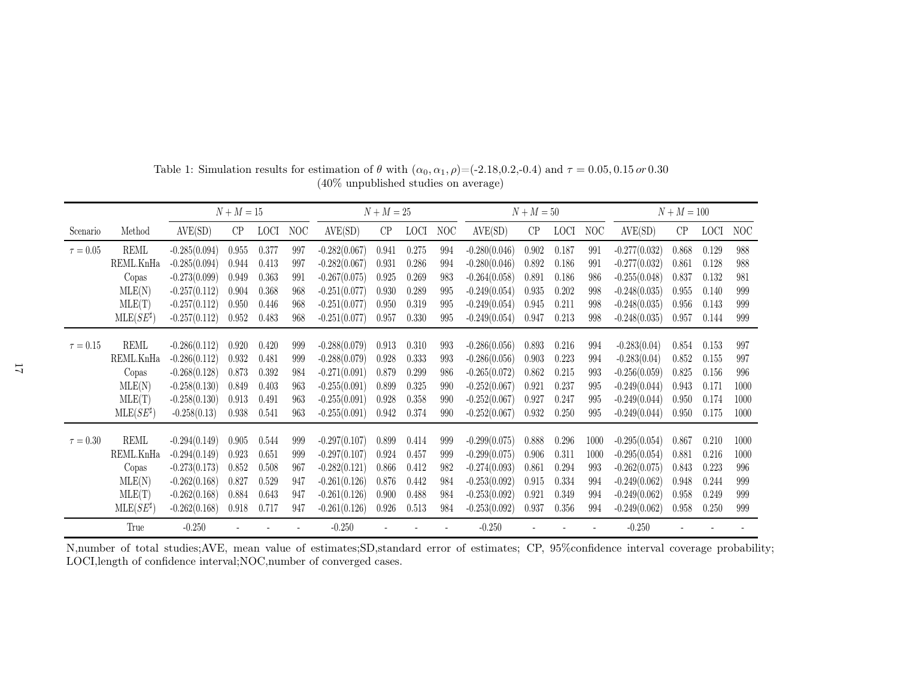Table 1: Simulation results for estimation of $\theta$ with $(\alpha_0, \alpha_1, \rho)$=(-2.18,0.2,-0.4) and $\tau = 0.05, 0.15\, or\, 0.30$
(40% unpublished studies on average)

| | | $N+M=15$ | | | | $N+M=25$ | | | | $N+M=50$ | | | | $N+M=100$ | | | |
|---|---|---|---|---|---|---|---|---|---|---|---|---|---|---|---|---|---|
| Scenario | Method | AVE(SD) | CP | LOCI | NOC | AVE(SD) | CP | LOCI | NOC | AVE(SD) | CP | LOCI | NOC | AVE(SD) | CP | LOCI | NOC |
| $\tau = 0.05$ | REML | -0.285(0.094) | 0.955 | 0.377 | 997 | -0.282(0.067) | 0.941 | 0.275 | 994 | -0.280(0.046) | 0.902 | 0.187 | 991 | -0.277(0.032) | 0.868 | 0.129 | 988 |
| | REML.KnHa | -0.285(0.094) | 0.944 | 0.413 | 997 | -0.282(0.067) | 0.931 | 0.286 | 994 | -0.280(0.046) | 0.892 | 0.186 | 991 | -0.277(0.032) | 0.861 | 0.128 | 988 |
| | Copas | -0.273(0.099) | 0.949 | 0.363 | 991 | -0.267(0.075) | 0.925 | 0.269 | 983 | -0.264(0.058) | 0.891 | 0.186 | 986 | -0.255(0.048) | 0.837 | 0.132 | 981 |
| | MLE(N) | -0.257(0.112) | 0.904 | 0.368 | 968 | -0.251(0.077) | 0.930 | 0.289 | 995 | -0.249(0.054) | 0.935 | 0.202 | 998 | -0.248(0.035) | 0.955 | 0.140 | 999 |
| | MLE(T) | -0.257(0.112) | 0.950 | 0.446 | 968 | -0.251(0.077) | 0.950 | 0.319 | 995 | -0.249(0.054) | 0.945 | 0.211 | 998 | -0.248(0.035) | 0.956 | 0.143 | 999 |
| | MLE($SE^\sharp$) | -0.257(0.112) | 0.952 | 0.483 | 968 | -0.251(0.077) | 0.957 | 0.330 | 995 | -0.249(0.054) | 0.947 | 0.213 | 998 | -0.248(0.035) | 0.957 | 0.144 | 999 |
| $\tau = 0.15$ | REML | -0.286(0.112) | 0.920 | 0.420 | 999 | -0.288(0.079) | 0.913 | 0.310 | 993 | -0.286(0.056) | 0.893 | 0.216 | 994 | -0.283(0.04) | 0.854 | 0.153 | 997 |
| | REML.KnHa | -0.286(0.112) | 0.932 | 0.481 | 999 | -0.288(0.079) | 0.928 | 0.333 | 993 | -0.286(0.056) | 0.903 | 0.223 | 994 | -0.283(0.04) | 0.852 | 0.155 | 997 |
| | Copas | -0.268(0.128) | 0.873 | 0.392 | 984 | -0.271(0.091) | 0.879 | 0.299 | 986 | -0.265(0.072) | 0.862 | 0.215 | 993 | -0.256(0.059) | 0.825 | 0.156 | 996 |
| | MLE(N) | -0.258(0.130) | 0.849 | 0.403 | 963 | -0.255(0.091) | 0.899 | 0.325 | 990 | -0.252(0.067) | 0.921 | 0.237 | 995 | -0.249(0.044) | 0.943 | 0.171 | 1000 |
| | MLE(T) | -0.258(0.130) | 0.913 | 0.491 | 963 | -0.255(0.091) | 0.928 | 0.358 | 990 | -0.252(0.067) | 0.927 | 0.247 | 995 | -0.249(0.044) | 0.950 | 0.174 | 1000 |
| | MLE($SE^\sharp$) | -0.258(0.13) | 0.938 | 0.541 | 963 | -0.255(0.091) | 0.942 | 0.374 | 990 | -0.252(0.067) | 0.932 | 0.250 | 995 | -0.249(0.044) | 0.950 | 0.175 | 1000 |
| $\tau = 0.30$ | REML | -0.294(0.149) | 0.905 | 0.544 | 999 | -0.297(0.107) | 0.899 | 0.414 | 999 | -0.299(0.075) | 0.888 | 0.296 | 1000 | -0.295(0.054) | 0.867 | 0.210 | 1000 |
| | REML.KnHa | -0.294(0.149) | 0.923 | 0.651 | 999 | -0.297(0.107) | 0.924 | 0.457 | 999 | -0.299(0.075) | 0.906 | 0.311 | 1000 | -0.295(0.054) | 0.881 | 0.216 | 1000 |
| | Copas | -0.273(0.173) | 0.852 | 0.508 | 967 | -0.282(0.121) | 0.866 | 0.412 | 982 | -0.274(0.093) | 0.861 | 0.294 | 993 | -0.262(0.075) | 0.843 | 0.223 | 996 |
| | MLE(N) | -0.262(0.168) | 0.827 | 0.529 | 947 | -0.261(0.126) | 0.876 | 0.442 | 984 | -0.253(0.092) | 0.915 | 0.334 | 994 | -0.249(0.062) | 0.948 | 0.244 | 999 |
| | MLE(T) | -0.262(0.168) | 0.884 | 0.643 | 947 | -0.261(0.126) | 0.900 | 0.488 | 984 | -0.253(0.092) | 0.921 | 0.349 | 994 | -0.249(0.062) | 0.958 | 0.249 | 999 |
| | MLE($SE^\sharp$) | -0.262(0.168) | 0.918 | 0.717 | 947 | -0.261(0.126) | 0.926 | 0.513 | 984 | -0.253(0.092) | 0.937 | 0.356 | 994 | -0.249(0.062) | 0.958 | 0.250 | 999 |
| | True | -0.250 | - | - | - | -0.250 | - | - | - | -0.250 | - | - | - | -0.250 | - | - | - |

N,number of total studies;AVE, mean value of estimates;SD,standard error of estimates; CP, 95%confidence interval coverage probability; LOCI,length of confidence interval;NOC,number of converged cases.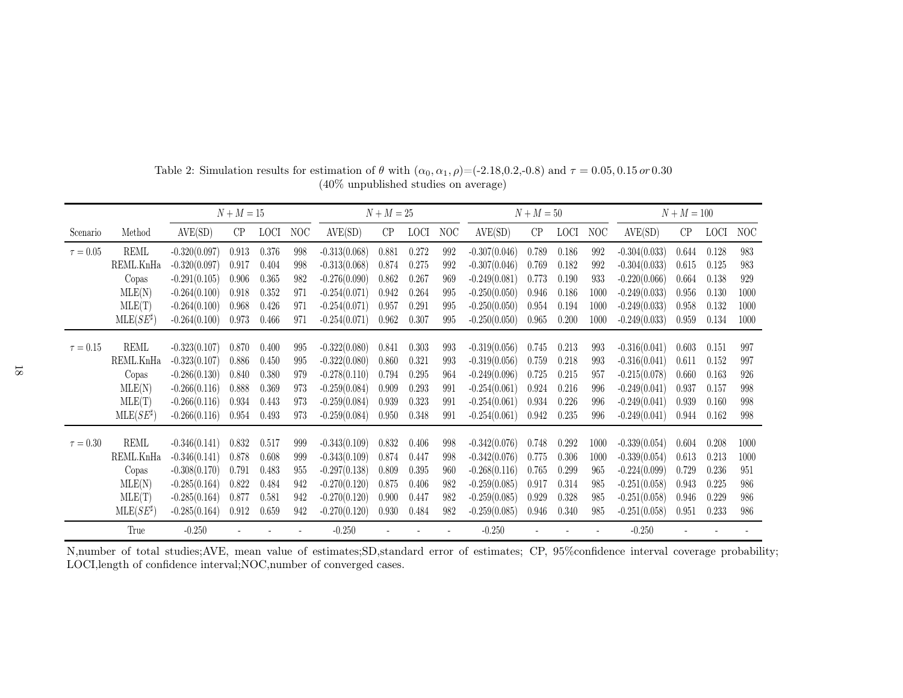Table 2: Simulation results for estimation of $\theta$ with $(\alpha_0, \alpha_1, \rho)$=(-2.18,0.2,-0.8) and $\tau = 0.05, 0.15\, or\, 0.30$
(40% unpublished studies on average)

| | | $N+M=15$ | | | | $N+M=25$ | | | | $N+M=50$ | | | | $N+M=100$ | | | |
|---|---|---|---|---|---|---|---|---|---|---|---|---|---|---|---|---|---|
| Scenario | Method | AVE(SD) | CP | LOCI | NOC | AVE(SD) | CP | LOCI | NOC | AVE(SD) | CP | LOCI | NOC | AVE(SD) | CP | LOCI | NOC |
| $\tau = 0.05$ | REML | -0.320(0.097) | 0.913 | 0.376 | 998 | -0.313(0.068) | 0.881 | 0.272 | 992 | -0.307(0.046) | 0.789 | 0.186 | 992 | -0.304(0.033) | 0.644 | 0.128 | 983 |
| | REML.KnHa | -0.320(0.097) | 0.917 | 0.404 | 998 | -0.313(0.068) | 0.874 | 0.275 | 992 | -0.307(0.046) | 0.769 | 0.182 | 992 | -0.304(0.033) | 0.615 | 0.125 | 983 |
| | Copas | -0.291(0.105) | 0.906 | 0.365 | 982 | -0.276(0.090) | 0.862 | 0.267 | 969 | -0.249(0.081) | 0.773 | 0.190 | 933 | -0.220(0.066) | 0.664 | 0.138 | 929 |
| | MLE(N) | -0.264(0.100) | 0.918 | 0.352 | 971 | -0.254(0.071) | 0.942 | 0.264 | 995 | -0.250(0.050) | 0.946 | 0.186 | 1000 | -0.249(0.033) | 0.956 | 0.130 | 1000 |
| | MLE(T) | -0.264(0.100) | 0.968 | 0.426 | 971 | -0.254(0.071) | 0.957 | 0.291 | 995 | -0.250(0.050) | 0.954 | 0.194 | 1000 | -0.249(0.033) | 0.958 | 0.132 | 1000 |
| | MLE($SE^{\sharp}$) | -0.264(0.100) | 0.973 | 0.466 | 971 | -0.254(0.071) | 0.962 | 0.307 | 995 | -0.250(0.050) | 0.965 | 0.200 | 1000 | -0.249(0.033) | 0.959 | 0.134 | 1000 |
| $\tau = 0.15$ | REML | -0.323(0.107) | 0.870 | 0.400 | 995 | -0.322(0.080) | 0.841 | 0.303 | 993 | -0.319(0.056) | 0.745 | 0.213 | 993 | -0.316(0.041) | 0.603 | 0.151 | 997 |
| | REML.KnHa | -0.323(0.107) | 0.886 | 0.450 | 995 | -0.322(0.080) | 0.860 | 0.321 | 993 | -0.319(0.056) | 0.759 | 0.218 | 993 | -0.316(0.041) | 0.611 | 0.152 | 997 |
| | Copas | -0.286(0.130) | 0.840 | 0.380 | 979 | -0.278(0.110) | 0.794 | 0.295 | 964 | -0.249(0.096) | 0.725 | 0.215 | 957 | -0.215(0.078) | 0.660 | 0.163 | 926 |
| | MLE(N) | -0.266(0.116) | 0.888 | 0.369 | 973 | -0.259(0.084) | 0.909 | 0.293 | 991 | -0.254(0.061) | 0.924 | 0.216 | 996 | -0.249(0.041) | 0.937 | 0.157 | 998 |
| | MLE(T) | -0.266(0.116) | 0.934 | 0.443 | 973 | -0.259(0.084) | 0.939 | 0.323 | 991 | -0.254(0.061) | 0.934 | 0.226 | 996 | -0.249(0.041) | 0.939 | 0.160 | 998 |
| | MLE($SE^{\sharp}$) | -0.266(0.116) | 0.954 | 0.493 | 973 | -0.259(0.084) | 0.950 | 0.348 | 991 | -0.254(0.061) | 0.942 | 0.235 | 996 | -0.249(0.041) | 0.944 | 0.162 | 998 |
| $\tau = 0.30$ | REML | -0.346(0.141) | 0.832 | 0.517 | 999 | -0.343(0.109) | 0.832 | 0.406 | 998 | -0.342(0.076) | 0.748 | 0.292 | 1000 | -0.339(0.054) | 0.604 | 0.208 | 1000 |
| | REML.KnHa | -0.346(0.141) | 0.878 | 0.608 | 999 | -0.343(0.109) | 0.874 | 0.447 | 998 | -0.342(0.076) | 0.775 | 0.306 | 1000 | -0.339(0.054) | 0.613 | 0.213 | 1000 |
| | Copas | -0.308(0.170) | 0.791 | 0.483 | 955 | -0.297(0.138) | 0.809 | 0.395 | 960 | -0.268(0.116) | 0.765 | 0.299 | 965 | -0.224(0.099) | 0.729 | 0.236 | 951 |
| | MLE(N) | -0.285(0.164) | 0.822 | 0.484 | 942 | -0.270(0.120) | 0.875 | 0.406 | 982 | -0.259(0.085) | 0.917 | 0.314 | 985 | -0.251(0.058) | 0.943 | 0.225 | 986 |
| | MLE(T) | -0.285(0.164) | 0.877 | 0.581 | 942 | -0.270(0.120) | 0.900 | 0.447 | 982 | -0.259(0.085) | 0.929 | 0.328 | 985 | -0.251(0.058) | 0.946 | 0.229 | 986 |
| | MLE($SE^{\sharp}$) | -0.285(0.164) | 0.912 | 0.659 | 942 | -0.270(0.120) | 0.930 | 0.484 | 982 | -0.259(0.085) | 0.946 | 0.340 | 985 | -0.251(0.058) | 0.951 | 0.233 | 986 |
| | True | -0.250 | - | - | - | -0.250 | - | - | - | -0.250 | - | - | - | -0.250 | - | - | - |

N,number of total studies;AVE, mean value of estimates;SD,standard error of estimates; CP, 95%confidence interval coverage probability; LOCI,length of confidence interval;NOC,number of converged cases.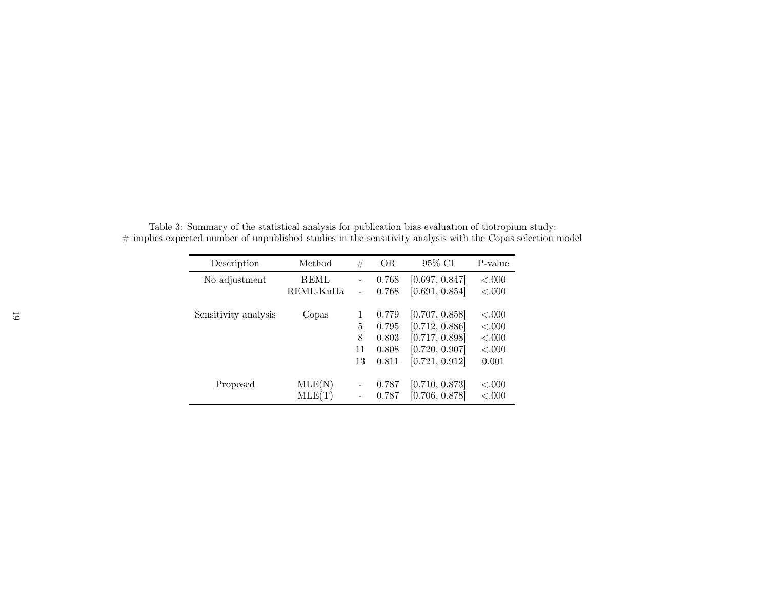Table 3: Summary of the statistical analysis for publication bias evaluation of tiotropium study: # implies expected number of unpublished studies in the sensitivity analysis with the Copas selection model

| Description | Method | # | OR | 95% CI | P-value |
|---|---|---|---|---|---|
| No adjustment | REML | - | 0.768 | [0.697, 0.847] | <.000 |
| | REML-KnHa | - | 0.768 | [0.691, 0.854] | <.000 |
| Sensitivity analysis | Copas | 1 | 0.779 | [0.707, 0.858] | <.000 |
| | | 5 | 0.795 | [0.712, 0.886] | <.000 |
| | | 8 | 0.803 | [0.717, 0.898] | <.000 |
| | | 11 | 0.808 | [0.720, 0.907] | <.000 |
| | | 13 | 0.811 | [0.721, 0.912] | 0.001 |
| Proposed | MLE(N) | - | 0.787 | [0.710, 0.873] | <.000 |
| | MLE(T) | - | 0.787 | [0.706, 0.878] | <.000 |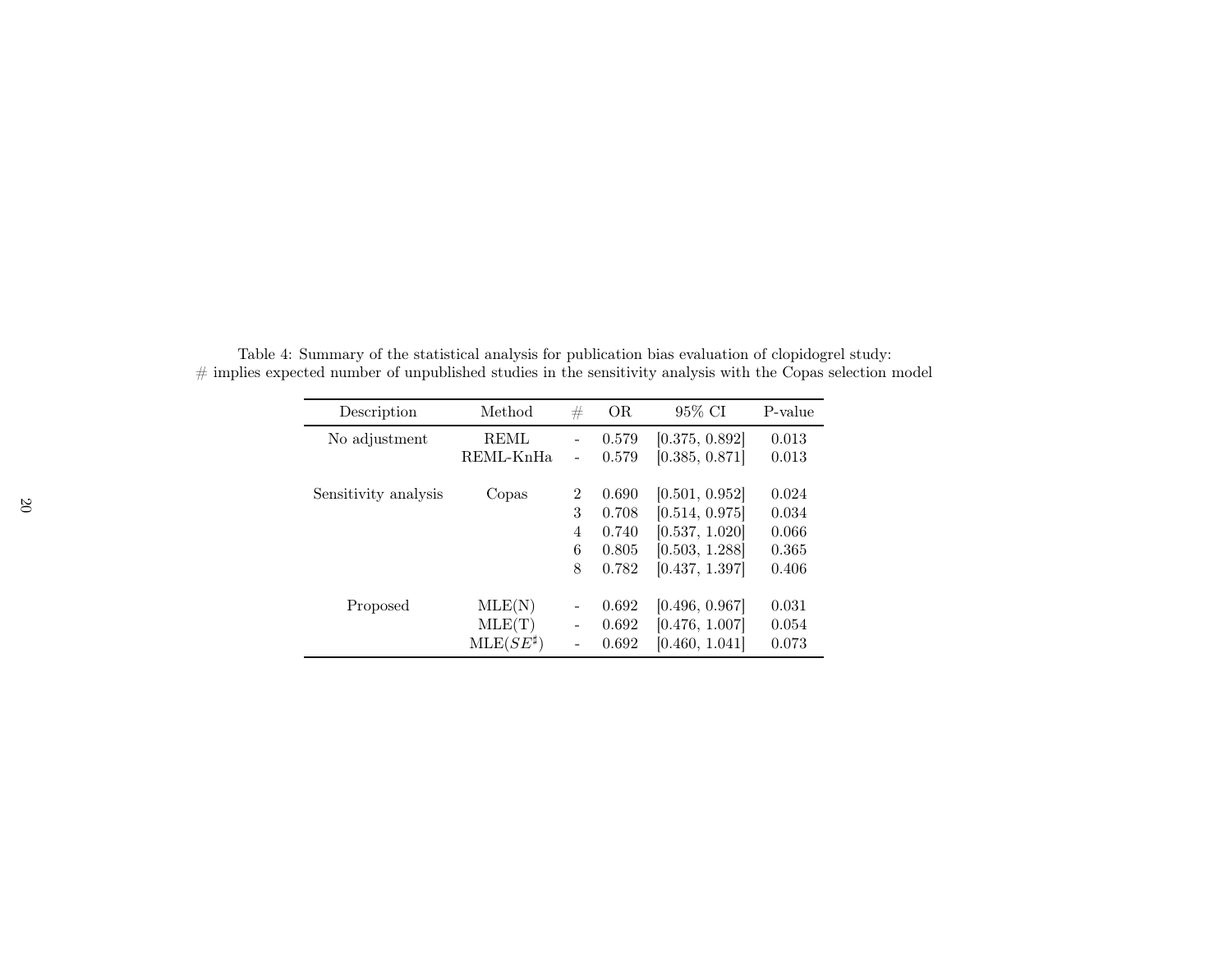Table 4: Summary of the statistical analysis for publication bias evaluation of clopidogrel study: # implies expected number of unpublished studies in the sensitivity analysis with the Copas selection model

| Description | Method | # | OR | 95% CI | P-value |
|---|---|---|---|---|---|
| No adjustment | REML | - | 0.579 | [0.375, 0.892] | 0.013 |
| | REML-KnHa | - | 0.579 | [0.385, 0.871] | 0.013 |
| Sensitivity analysis | Copas | 2 | 0.690 | [0.501, 0.952] | 0.024 |
| | | 3 | 0.708 | [0.514, 0.975] | 0.034 |
| | | 4 | 0.740 | [0.537, 1.020] | 0.066 |
| | | 6 | 0.805 | [0.503, 1.288] | 0.365 |
| | | 8 | 0.782 | [0.437, 1.397] | 0.406 |
| Proposed | MLE(N) | - | 0.692 | [0.496, 0.967] | 0.031 |
| | MLE(T) | - | 0.692 | [0.476, 1.007] | 0.054 |
| | MLE($SE^{\sharp}$) | - | 0.692 | [0.460, 1.041] | 0.073 |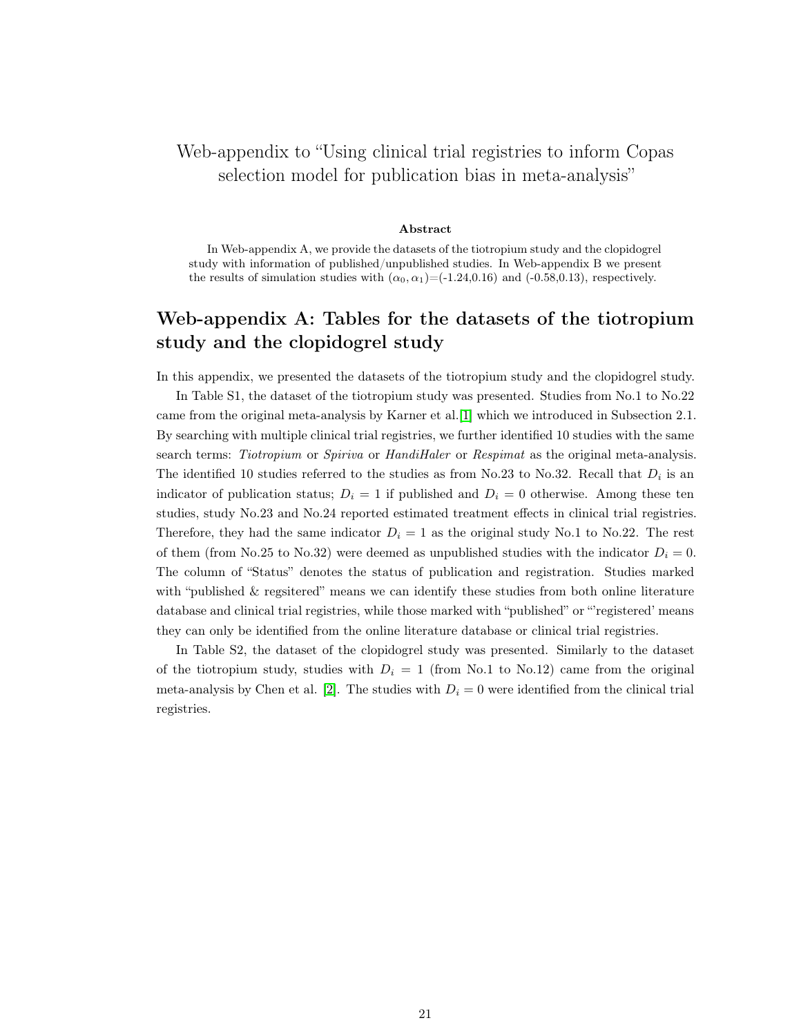# Web-appendix to "Using clinical trial registries to inform Copas selection model for publication bias in meta-analysis"

**Abstract**

In Web-appendix A, we provide the datasets of the tiotropium study and the clopidogrel study with information of published/unpublished studies. In Web-appendix B we present the results of simulation studies with $(\alpha_0, \alpha_1)$=(-1.24,0.16) and (-0.58,0.13), respectively.

## Web-appendix A: Tables for the datasets of the tiotropium study and the clopidogrel study

In this appendix, we presented the datasets of the tiotropium study and the clopidogrel study.

In Table S1, the dataset of the tiotropium study was presented. Studies from No.1 to No.22 came from the original meta-analysis by Karner et al.[1] which we introduced in Subsection 2.1. By searching with multiple clinical trial registries, we further identified 10 studies with the same search terms: *Tiotropium* or *Spiriva* or *HandiHaler* or *Respimat* as the original meta-analysis. The identified 10 studies referred to the studies as from No.23 to No.32. Recall that $D_i$ is an indicator of publication status; $D_i = 1$ if published and $D_i = 0$ otherwise. Among these ten studies, study No.23 and No.24 reported estimated treatment effects in clinical trial registries. Therefore, they had the same indicator $D_i = 1$ as the original study No.1 to No.22. The rest of them (from No.25 to No.32) were deemed as unpublished studies with the indicator $D_i = 0$. The column of "Status" denotes the status of publication and registration. Studies marked with "published & regsitered" means we can identify these studies from both online literature database and clinical trial registries, while those marked with "published" or "'registered' means they can only be identified from the online literature database or clinical trial registries.

In Table S2, the dataset of the clopidogrel study was presented. Similarly to the dataset of the tiotropium study, studies with $D_i = 1$ (from No.1 to No.12) came from the original meta-analysis by Chen et al. [2]. The studies with $D_i = 0$ were identified from the clinical trial registries.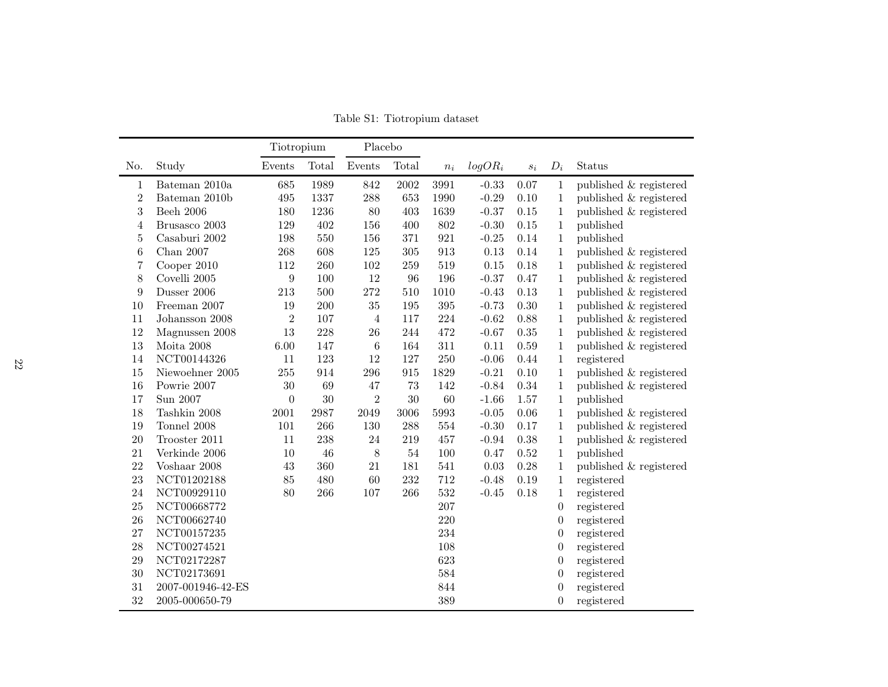Table S1: Tiotropium dataset

| No. | Study | Tiotropium | | Placebo | | $n_i$ | $logOR_i$ | $s_i$ | $D_i$ | Status |
|---|---|---|---|---|---|---|---|---|---|---|
| | | Events | Total | Events | Total | | | | | |
| 1 | Bateman 2010a | 685 | 1989 | 842 | 2002 | 3991 | -0.33 | 0.07 | 1 | published & registered |
| 2 | Bateman 2010b | 495 | 1337 | 288 | 653 | 1990 | -0.29 | 0.10 | 1 | published & registered |
| 3 | Beeh 2006 | 180 | 1236 | 80 | 403 | 1639 | -0.37 | 0.15 | 1 | published & registered |
| 4 | Brusasco 2003 | 129 | 402 | 156 | 400 | 802 | -0.30 | 0.15 | 1 | published |
| 5 | Casaburi 2002 | 198 | 550 | 156 | 371 | 921 | -0.25 | 0.14 | 1 | published |
| 6 | Chan 2007 | 268 | 608 | 125 | 305 | 913 | 0.13 | 0.14 | 1 | published & registered |
| 7 | Cooper 2010 | 112 | 260 | 102 | 259 | 519 | 0.15 | 0.18 | 1 | published & registered |
| 8 | Covelli 2005 | 9 | 100 | 12 | 96 | 196 | -0.37 | 0.47 | 1 | published & registered |
| 9 | Dusser 2006 | 213 | 500 | 272 | 510 | 1010 | -0.43 | 0.13 | 1 | published & registered |
| 10 | Freeman 2007 | 19 | 200 | 35 | 195 | 395 | -0.73 | 0.30 | 1 | published & registered |
| 11 | Johansson 2008 | 2 | 107 | 4 | 117 | 224 | -0.62 | 0.88 | 1 | published & registered |
| 12 | Magnussen 2008 | 13 | 228 | 26 | 244 | 472 | -0.67 | 0.35 | 1 | published & registered |
| 13 | Moita 2008 | 6.00 | 147 | 6 | 164 | 311 | 0.11 | 0.59 | 1 | published & registered |
| 14 | NCT00144326 | 11 | 123 | 12 | 127 | 250 | -0.06 | 0.44 | 1 | registered |
| 15 | Niewoehner 2005 | 255 | 914 | 296 | 915 | 1829 | -0.21 | 0.10 | 1 | published & registered |
| 16 | Powrie 2007 | 30 | 69 | 47 | 73 | 142 | -0.84 | 0.34 | 1 | published & registered |
| 17 | Sun 2007 | 0 | 30 | 2 | 30 | 60 | -1.66 | 1.57 | 1 | published |
| 18 | Tashkin 2008 | 2001 | 2987 | 2049 | 3006 | 5993 | -0.05 | 0.06 | 1 | published & registered |
| 19 | Tonnel 2008 | 101 | 266 | 130 | 288 | 554 | -0.30 | 0.17 | 1 | published & registered |
| 20 | Trooster 2011 | 11 | 238 | 24 | 219 | 457 | -0.94 | 0.38 | 1 | published & registered |
| 21 | Verkinde 2006 | 10 | 46 | 8 | 54 | 100 | 0.47 | 0.52 | 1 | published |
| 22 | Voshaar 2008 | 43 | 360 | 21 | 181 | 541 | 0.03 | 0.28 | 1 | published & registered |
| 23 | NCT01202188 | 85 | 480 | 60 | 232 | 712 | -0.48 | 0.19 | 1 | registered |
| 24 | NCT00929110 | 80 | 266 | 107 | 266 | 532 | -0.45 | 0.18 | 1 | registered |
| 25 | NCT00668772 | | | | | 207 | | | 0 | registered |
| 26 | NCT00662740 | | | | | 220 | | | 0 | registered |
| 27 | NCT00157235 | | | | | 234 | | | 0 | registered |
| 28 | NCT00274521 | | | | | 108 | | | 0 | registered |
| 29 | NCT02172287 | | | | | 623 | | | 0 | registered |
| 30 | NCT02173691 | | | | | 584 | | | 0 | registered |
| 31 | 2007-001946-42-ES | | | | | 844 | | | 0 | registered |
| 32 | 2005-000650-79 | | | | | 389 | | | 0 | registered |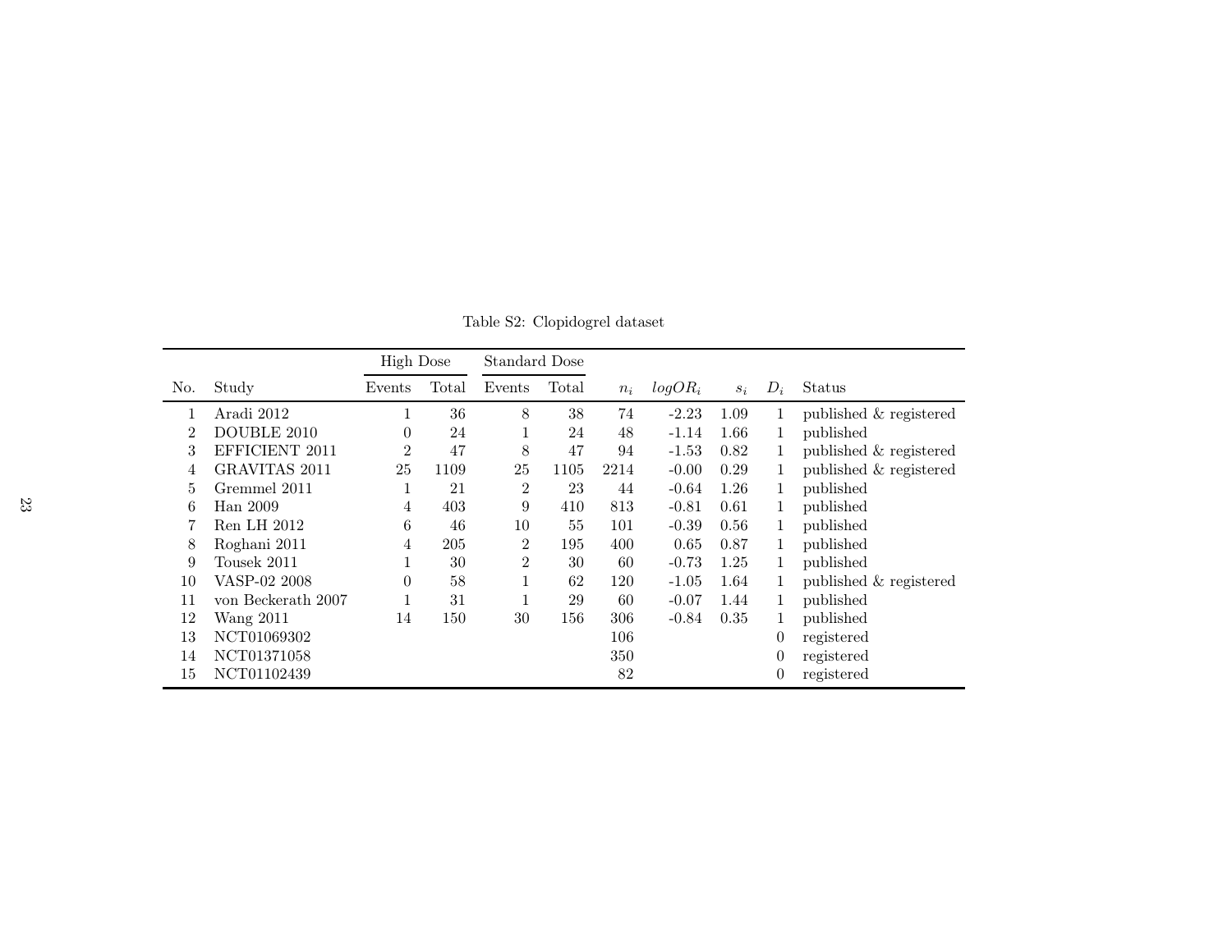Table S2: Clopidogrel dataset

| No. | Study | High Dose | | Standard Dose | | $n_i$ | $logOR_i$ | $s_i$ | $D_i$ | Status |
|---|---|---|---|---|---|---|---|---|---|---|
| | | Events | Total | Events | Total | | | | | |
| 1 | Aradi 2012 | 1 | 36 | 8 | 38 | 74 | -2.23 | 1.09 | 1 | published & registered |
| 2 | DOUBLE 2010 | 0 | 24 | 1 | 24 | 48 | -1.14 | 1.66 | 1 | published |
| 3 | EFFICIENT 2011 | 2 | 47 | 8 | 47 | 94 | -1.53 | 0.82 | 1 | published & registered |
| 4 | GRAVITAS 2011 | 25 | 1109 | 25 | 1105 | 2214 | -0.00 | 0.29 | 1 | published & registered |
| 5 | Gremmel 2011 | 1 | 21 | 2 | 23 | 44 | -0.64 | 1.26 | 1 | published |
| 6 | Han 2009 | 4 | 403 | 9 | 410 | 813 | -0.81 | 0.61 | 1 | published |
| 7 | Ren LH 2012 | 6 | 46 | 10 | 55 | 101 | -0.39 | 0.56 | 1 | published |
| 8 | Roghani 2011 | 4 | 205 | 2 | 195 | 400 | 0.65 | 0.87 | 1 | published |
| 9 | Tousek 2011 | 1 | 30 | 2 | 30 | 60 | -0.73 | 1.25 | 1 | published |
| 10 | VASP-02 2008 | 0 | 58 | 1 | 62 | 120 | -1.05 | 1.64 | 1 | published & registered |
| 11 | von Beckerath 2007 | 1 | 31 | 1 | 29 | 60 | -0.07 | 1.44 | 1 | published |
| 12 | Wang 2011 | 14 | 150 | 30 | 156 | 306 | -0.84 | 0.35 | 1 | published |
| 13 | NCT01069302 | | | | | 106 | | | 0 | registered |
| 14 | NCT01371058 | | | | | 350 | | | 0 | registered |
| 15 | NCT01102439 | | | | | 82 | | | 0 | registered |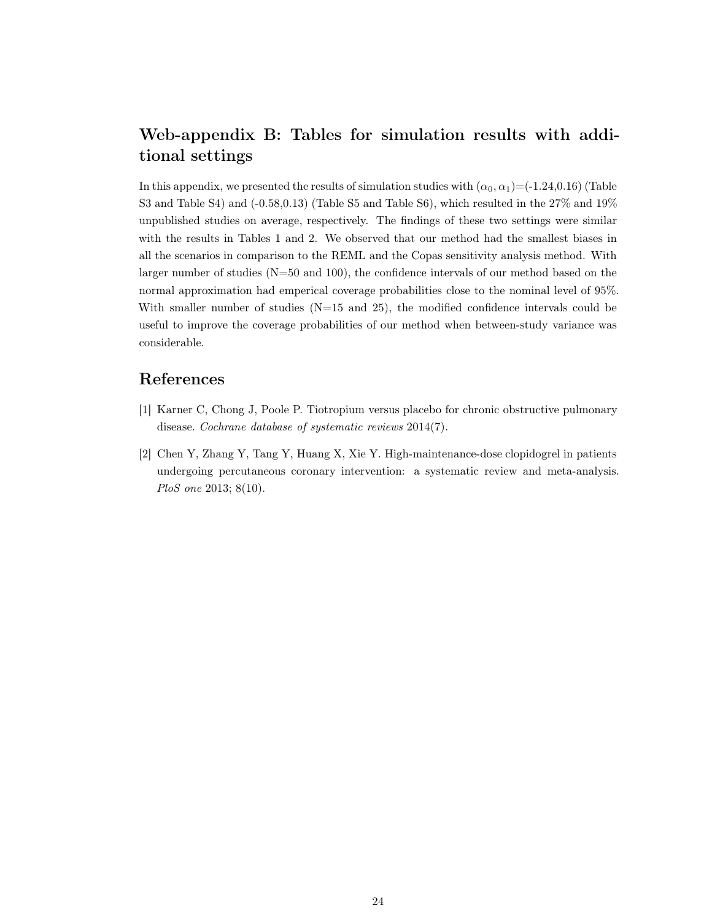## Web-appendix B: Tables for simulation results with additional settings

In this appendix, we presented the results of simulation studies with $(\alpha_0, \alpha_1)$=(-1.24,0.16) (Table S3 and Table S4) and (-0.58,0.13) (Table S5 and Table S6), which resulted in the 27% and 19% unpublished studies on average, respectively. The findings of these two settings were similar with the results in Tables 1 and 2. We observed that our method had the smallest biases in all the scenarios in comparison to the REML and the Copas sensitivity analysis method. With larger number of studies (N=50 and 100), the confidence intervals of our method based on the normal approximation had emperical coverage probabilities close to the nominal level of 95%. With smaller number of studies (N=15 and 25), the modified confidence intervals could be useful to improve the coverage probabilities of our method when between-study variance was considerable.

## References

[1] Karner C, Chong J, Poole P. Tiotropium versus placebo for chronic obstructive pulmonary disease. *Cochrane database of systematic reviews* 2014(7).

[2] Chen Y, Zhang Y, Tang Y, Huang X, Xie Y. High-maintenance-dose clopidogrel in patients undergoing percutaneous coronary intervention: a systematic review and meta-analysis. *PloS one* 2013; 8(10).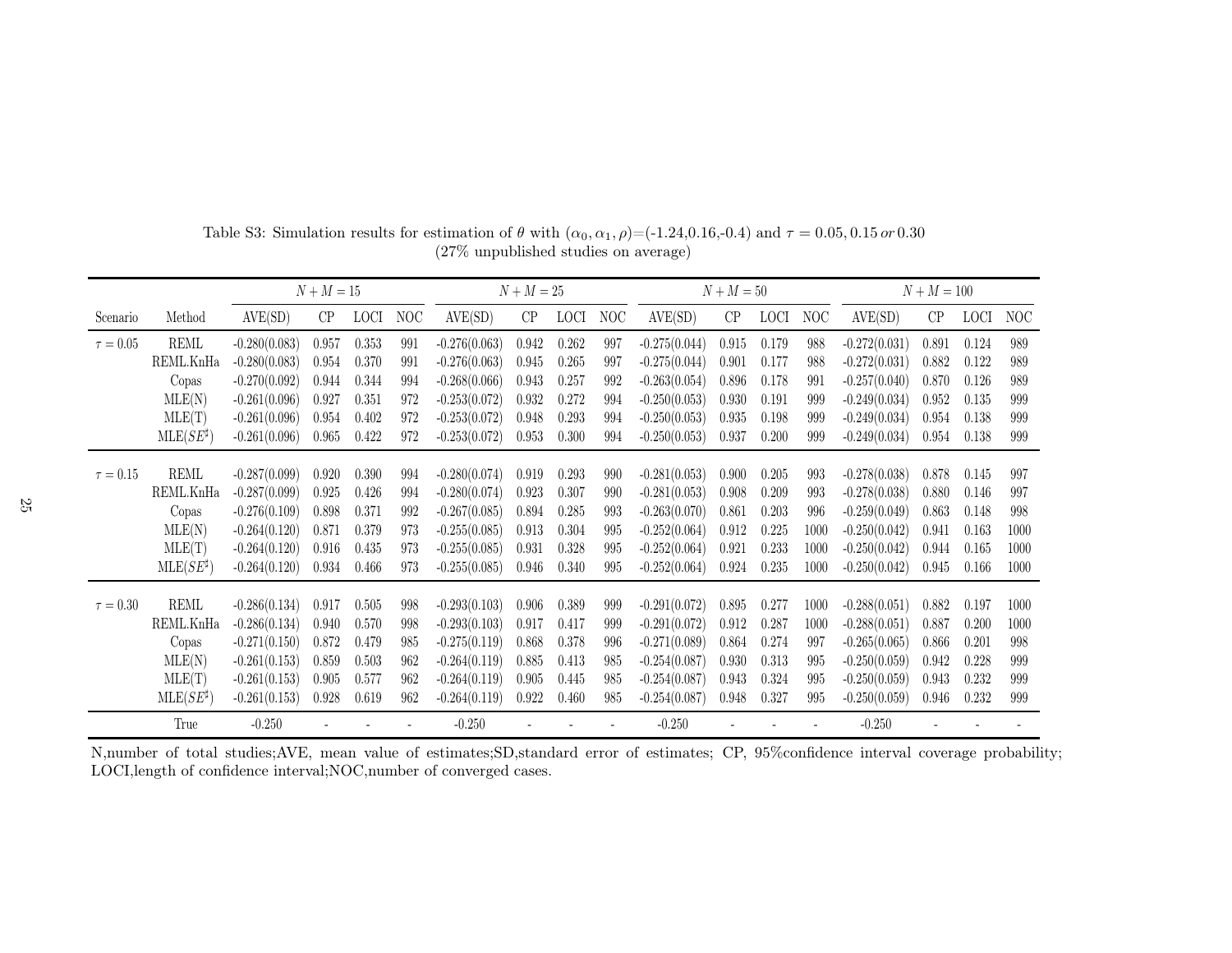Table S3: Simulation results for estimation of $\theta$ with $(\alpha_0, \alpha_1, \rho)$=(-1.24,0.16,-0.4) and $\tau = 0.05, 0.15\, or\, 0.30$
(27% unpublished studies on average)

| | | $N+M=15$ | | | | $N+M=25$ | | | | $N+M=50$ | | | | $N+M=100$ | | | |
|---|---|---|---|---|---|---|---|---|---|---|---|---|---|---|---|---|---|
| Scenario | Method | AVE(SD) | CP | LOCI | NOC | AVE(SD) | CP | LOCI | NOC | AVE(SD) | CP | LOCI | NOC | AVE(SD) | CP | LOCI | NOC |
| $\tau = 0.05$ | REML | -0.280(0.083) | 0.957 | 0.353 | 991 | -0.276(0.063) | 0.942 | 0.262 | 997 | -0.275(0.044) | 0.915 | 0.179 | 988 | -0.272(0.031) | 0.891 | 0.124 | 989 |
| | REML.KnHa | -0.280(0.083) | 0.954 | 0.370 | 991 | -0.276(0.063) | 0.945 | 0.265 | 997 | -0.275(0.044) | 0.901 | 0.177 | 988 | -0.272(0.031) | 0.882 | 0.122 | 989 |
| | Copas | -0.270(0.092) | 0.944 | 0.344 | 994 | -0.268(0.066) | 0.943 | 0.257 | 992 | -0.263(0.054) | 0.896 | 0.178 | 991 | -0.257(0.040) | 0.870 | 0.126 | 989 |
| | MLE(N) | -0.261(0.096) | 0.927 | 0.351 | 972 | -0.253(0.072) | 0.932 | 0.272 | 994 | -0.250(0.053) | 0.930 | 0.191 | 999 | -0.249(0.034) | 0.952 | 0.135 | 999 |
| | MLE(T) | -0.261(0.096) | 0.954 | 0.402 | 972 | -0.253(0.072) | 0.948 | 0.293 | 994 | -0.250(0.053) | 0.935 | 0.198 | 999 | -0.249(0.034) | 0.954 | 0.138 | 999 |
| | MLE($SE^{\sharp}$) | -0.261(0.096) | 0.965 | 0.422 | 972 | -0.253(0.072) | 0.953 | 0.300 | 994 | -0.250(0.053) | 0.937 | 0.200 | 999 | -0.249(0.034) | 0.954 | 0.138 | 999 |
| $\tau = 0.15$ | REML | -0.287(0.099) | 0.920 | 0.390 | 994 | -0.280(0.074) | 0.919 | 0.293 | 990 | -0.281(0.053) | 0.900 | 0.205 | 993 | -0.278(0.038) | 0.878 | 0.145 | 997 |
| | REML.KnHa | -0.287(0.099) | 0.925 | 0.426 | 994 | -0.280(0.074) | 0.923 | 0.307 | 990 | -0.281(0.053) | 0.908 | 0.209 | 993 | -0.278(0.038) | 0.880 | 0.146 | 997 |
| | Copas | -0.276(0.109) | 0.898 | 0.371 | 992 | -0.267(0.085) | 0.894 | 0.285 | 993 | -0.263(0.070) | 0.861 | 0.203 | 996 | -0.259(0.049) | 0.863 | 0.148 | 998 |
| | MLE(N) | -0.264(0.120) | 0.871 | 0.379 | 973 | -0.255(0.085) | 0.913 | 0.304 | 995 | -0.252(0.064) | 0.912 | 0.225 | 1000 | -0.250(0.042) | 0.941 | 0.163 | 1000 |
| | MLE(T) | -0.264(0.120) | 0.916 | 0.435 | 973 | -0.255(0.085) | 0.931 | 0.328 | 995 | -0.252(0.064) | 0.921 | 0.233 | 1000 | -0.250(0.042) | 0.944 | 0.165 | 1000 |
| | MLE($SE^{\sharp}$) | -0.264(0.120) | 0.934 | 0.466 | 973 | -0.255(0.085) | 0.946 | 0.340 | 995 | -0.252(0.064) | 0.924 | 0.235 | 1000 | -0.250(0.042) | 0.945 | 0.166 | 1000 |
| $\tau = 0.30$ | REML | -0.286(0.134) | 0.917 | 0.505 | 998 | -0.293(0.103) | 0.906 | 0.389 | 999 | -0.291(0.072) | 0.895 | 0.277 | 1000 | -0.288(0.051) | 0.882 | 0.197 | 1000 |
| | REML.KnHa | -0.286(0.134) | 0.940 | 0.570 | 998 | -0.293(0.103) | 0.917 | 0.417 | 999 | -0.291(0.072) | 0.912 | 0.287 | 1000 | -0.288(0.051) | 0.887 | 0.200 | 1000 |
| | Copas | -0.271(0.150) | 0.872 | 0.479 | 985 | -0.275(0.119) | 0.868 | 0.378 | 996 | -0.271(0.089) | 0.864 | 0.274 | 997 | -0.265(0.065) | 0.866 | 0.201 | 998 |
| | MLE(N) | -0.261(0.153) | 0.859 | 0.503 | 962 | -0.264(0.119) | 0.885 | 0.413 | 985 | -0.254(0.087) | 0.930 | 0.313 | 995 | -0.250(0.059) | 0.942 | 0.228 | 999 |
| | MLE(T) | -0.261(0.153) | 0.905 | 0.577 | 962 | -0.264(0.119) | 0.905 | 0.445 | 985 | -0.254(0.087) | 0.943 | 0.324 | 995 | -0.250(0.059) | 0.943 | 0.232 | 999 |
| | MLE($SE^{\sharp}$) | -0.261(0.153) | 0.928 | 0.619 | 962 | -0.264(0.119) | 0.922 | 0.460 | 985 | -0.254(0.087) | 0.948 | 0.327 | 995 | -0.250(0.059) | 0.946 | 0.232 | 999 |
| | True | -0.250 | - | - | - | -0.250 | - | - | - | -0.250 | - | - | - | -0.250 | - | - | - |

N,number of total studies;AVE, mean value of estimates;SD,standard error of estimates; CP, 95%confidence interval coverage probability; LOCI,length of confidence interval;NOC,number of converged cases.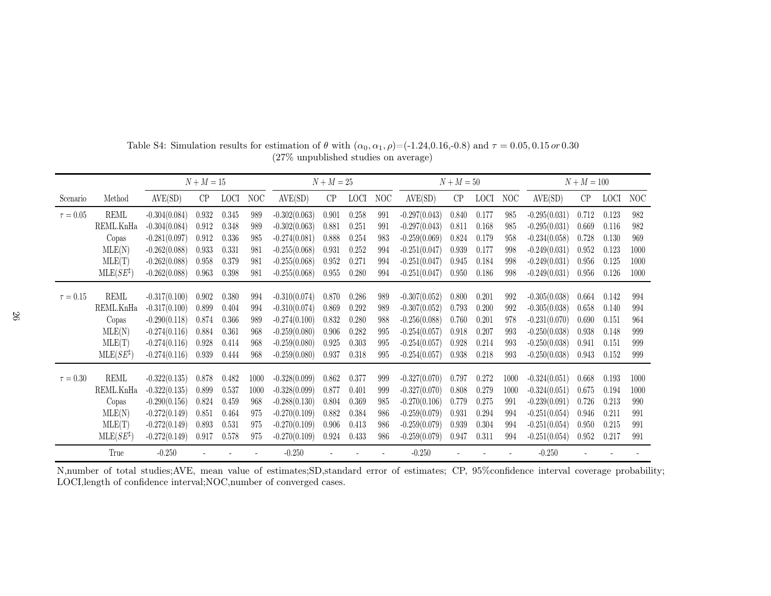Table S4: Simulation results for estimation of $\theta$ with $(\alpha_0, \alpha_1, \rho)$=(-1.24,0.16,-0.8) and $\tau = 0.05, 0.15 \, or \, 0.30$ (27% unpublished studies on average)

| | | $N+M=15$ | | | | $N+M=25$ | | | | $N+M=50$ | | | | $N+M=100$ | | | |
|---|---|---|---|---|---|---|---|---|---|---|---|---|---|---|---|---|---|
| Scenario | Method | AVE(SD) | CP | LOCI | NOC | AVE(SD) | CP | LOCI | NOC | AVE(SD) | CP | LOCI | NOC | AVE(SD) | CP | LOCI | NOC |
| $\tau = 0.05$ | REML | -0.304(0.084) | 0.932 | 0.345 | 989 | -0.302(0.063) | 0.901 | 0.258 | 991 | -0.297(0.043) | 0.840 | 0.177 | 985 | -0.295(0.031) | 0.712 | 0.123 | 982 |
| | REML.KnHa | -0.304(0.084) | 0.912 | 0.348 | 989 | -0.302(0.063) | 0.881 | 0.251 | 991 | -0.297(0.043) | 0.811 | 0.168 | 985 | -0.295(0.031) | 0.669 | 0.116 | 982 |
| | Copas | -0.281(0.097) | 0.912 | 0.336 | 985 | -0.274(0.081) | 0.888 | 0.254 | 983 | -0.259(0.069) | 0.824 | 0.179 | 958 | -0.234(0.058) | 0.728 | 0.130 | 969 |
| | MLE(N) | -0.262(0.088) | 0.933 | 0.331 | 981 | -0.255(0.068) | 0.931 | 0.252 | 994 | -0.251(0.047) | 0.939 | 0.177 | 998 | -0.249(0.031) | 0.952 | 0.123 | 1000 |
| | MLE(T) | -0.262(0.088) | 0.958 | 0.379 | 981 | -0.255(0.068) | 0.952 | 0.271 | 994 | -0.251(0.047) | 0.945 | 0.184 | 998 | -0.249(0.031) | 0.956 | 0.125 | 1000 |
| | MLE($SE^{\sharp}$) | -0.262(0.088) | 0.963 | 0.398 | 981 | -0.255(0.068) | 0.955 | 0.280 | 994 | -0.251(0.047) | 0.950 | 0.186 | 998 | -0.249(0.031) | 0.956 | 0.126 | 1000 |
| $\tau = 0.15$ | REML | -0.317(0.100) | 0.902 | 0.380 | 994 | -0.310(0.074) | 0.870 | 0.286 | 989 | -0.307(0.052) | 0.800 | 0.201 | 992 | -0.305(0.038) | 0.664 | 0.142 | 994 |
| | REML.KnHa | -0.317(0.100) | 0.899 | 0.404 | 994 | -0.310(0.074) | 0.869 | 0.292 | 989 | -0.307(0.052) | 0.793 | 0.200 | 992 | -0.305(0.038) | 0.658 | 0.140 | 994 |
| | Copas | -0.290(0.118) | 0.874 | 0.366 | 989 | -0.274(0.100) | 0.832 | 0.280 | 988 | -0.256(0.088) | 0.760 | 0.201 | 978 | -0.231(0.070) | 0.690 | 0.151 | 964 |
| | MLE(N) | -0.274(0.116) | 0.884 | 0.361 | 968 | -0.259(0.080) | 0.906 | 0.282 | 995 | -0.254(0.057) | 0.918 | 0.207 | 993 | -0.250(0.038) | 0.938 | 0.148 | 999 |
| | MLE(T) | -0.274(0.116) | 0.928 | 0.414 | 968 | -0.259(0.080) | 0.925 | 0.303 | 995 | -0.254(0.057) | 0.928 | 0.214 | 993 | -0.250(0.038) | 0.941 | 0.151 | 999 |
| | MLE($SE^{\sharp}$) | -0.274(0.116) | 0.939 | 0.444 | 968 | -0.259(0.080) | 0.937 | 0.318 | 995 | -0.254(0.057) | 0.938 | 0.218 | 993 | -0.250(0.038) | 0.943 | 0.152 | 999 |
| $\tau = 0.30$ | REML | -0.322(0.135) | 0.878 | 0.482 | 1000 | -0.328(0.099) | 0.862 | 0.377 | 999 | -0.327(0.070) | 0.797 | 0.272 | 1000 | -0.324(0.051) | 0.668 | 0.193 | 1000 |
| | REML.KnHa | -0.322(0.135) | 0.899 | 0.537 | 1000 | -0.328(0.099) | 0.877 | 0.401 | 999 | -0.327(0.070) | 0.808 | 0.279 | 1000 | -0.324(0.051) | 0.675 | 0.194 | 1000 |
| | Copas | -0.290(0.156) | 0.824 | 0.459 | 968 | -0.288(0.130) | 0.804 | 0.369 | 985 | -0.270(0.106) | 0.779 | 0.275 | 991 | -0.239(0.091) | 0.726 | 0.213 | 990 |
| | MLE(N) | -0.272(0.149) | 0.851 | 0.464 | 975 | -0.270(0.109) | 0.882 | 0.384 | 986 | -0.259(0.079) | 0.931 | 0.294 | 994 | -0.251(0.054) | 0.946 | 0.211 | 991 |
| | MLE(T) | -0.272(0.149) | 0.893 | 0.531 | 975 | -0.270(0.109) | 0.906 | 0.413 | 986 | -0.259(0.079) | 0.939 | 0.304 | 994 | -0.251(0.054) | 0.950 | 0.215 | 991 |
| | MLE($SE^{\sharp}$) | -0.272(0.149) | 0.917 | 0.578 | 975 | -0.270(0.109) | 0.924 | 0.433 | 986 | -0.259(0.079) | 0.947 | 0.311 | 994 | -0.251(0.054) | 0.952 | 0.217 | 991 |
| | True | -0.250 | - | - | - | -0.250 | - | - | - | -0.250 | - | - | - | -0.250 | - | - | - |

N,number of total studies;AVE, mean value of estimates;SD,standard error of estimates; CP, 95%confidence interval coverage probability; LOCI,length of confidence interval;NOC,number of converged cases.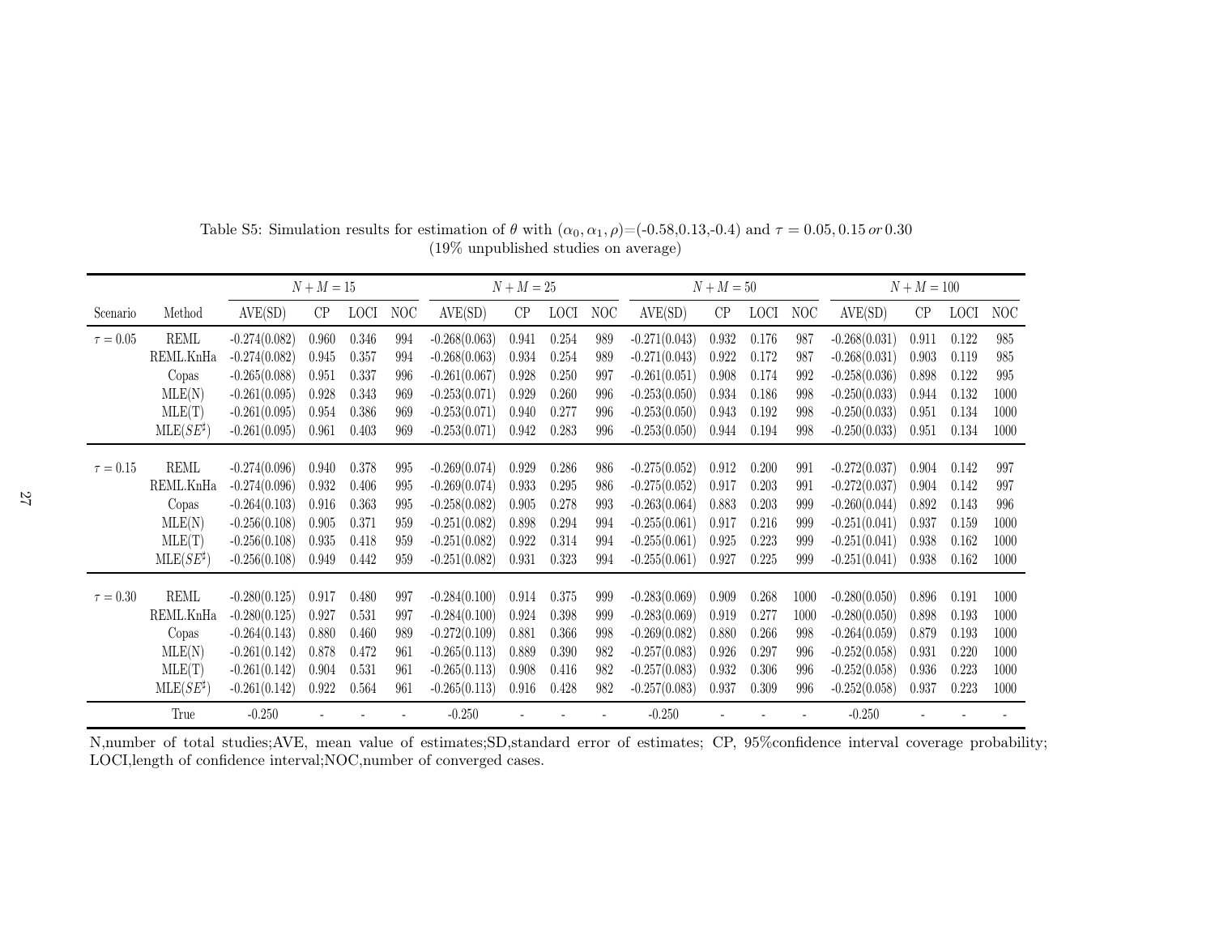Table S5: Simulation results for estimation of $\theta$ with $(\alpha_0, \alpha_1, \rho)$=(-0.58,0.13,-0.4) and $\tau = 0.05, 0.15\, or\, 0.30$ (19% unpublished studies on average)

| | | $N+M=15$ | | | | $N+M=25$ | | | | $N+M=50$ | | | | $N+M=100$ | | | |
|---|---|---|---|---|---|---|---|---|---|---|---|---|---|---|---|---|---|
| Scenario | Method | AVE(SD) | CP | LOCI | NOC | AVE(SD) | CP | LOCI | NOC | AVE(SD) | CP | LOCI | NOC | AVE(SD) | CP | LOCI | NOC |
| $\tau = 0.05$ | REML | -0.274(0.082) | 0.960 | 0.346 | 994 | -0.268(0.063) | 0.941 | 0.254 | 989 | -0.271(0.043) | 0.932 | 0.176 | 987 | -0.268(0.031) | 0.911 | 0.122 | 985 |
| | REML.KnHa | -0.274(0.082) | 0.945 | 0.357 | 994 | -0.268(0.063) | 0.934 | 0.254 | 989 | -0.271(0.043) | 0.922 | 0.172 | 987 | -0.268(0.031) | 0.903 | 0.119 | 985 |
| | Copas | -0.265(0.088) | 0.951 | 0.337 | 996 | -0.261(0.067) | 0.928 | 0.250 | 997 | -0.261(0.051) | 0.908 | 0.174 | 992 | -0.258(0.036) | 0.898 | 0.122 | 995 |
| | MLE(N) | -0.261(0.095) | 0.928 | 0.343 | 969 | -0.253(0.071) | 0.929 | 0.260 | 996 | -0.253(0.050) | 0.934 | 0.186 | 998 | -0.250(0.033) | 0.944 | 0.132 | 1000 |
| | MLE(T) | -0.261(0.095) | 0.954 | 0.386 | 969 | -0.253(0.071) | 0.940 | 0.277 | 996 | -0.253(0.050) | 0.943 | 0.192 | 998 | -0.250(0.033) | 0.951 | 0.134 | 1000 |
| | MLE($SE^{\sharp}$) | -0.261(0.095) | 0.961 | 0.403 | 969 | -0.253(0.071) | 0.942 | 0.283 | 996 | -0.253(0.050) | 0.944 | 0.194 | 998 | -0.250(0.033) | 0.951 | 0.134 | 1000 |
| $\tau = 0.15$ | REML | -0.274(0.096) | 0.940 | 0.378 | 995 | -0.269(0.074) | 0.929 | 0.286 | 986 | -0.275(0.052) | 0.912 | 0.200 | 991 | -0.272(0.037) | 0.904 | 0.142 | 997 |
| | REML.KnHa | -0.274(0.096) | 0.932 | 0.406 | 995 | -0.269(0.074) | 0.933 | 0.295 | 986 | -0.275(0.052) | 0.917 | 0.203 | 991 | -0.272(0.037) | 0.904 | 0.142 | 997 |
| | Copas | -0.264(0.103) | 0.916 | 0.363 | 995 | -0.258(0.082) | 0.905 | 0.278 | 993 | -0.263(0.064) | 0.883 | 0.203 | 999 | -0.260(0.044) | 0.892 | 0.143 | 996 |
| | MLE(N) | -0.256(0.108) | 0.905 | 0.371 | 959 | -0.251(0.082) | 0.898 | 0.294 | 994 | -0.255(0.061) | 0.917 | 0.216 | 999 | -0.251(0.041) | 0.937 | 0.159 | 1000 |
| | MLE(T) | -0.256(0.108) | 0.935 | 0.418 | 959 | -0.251(0.082) | 0.922 | 0.314 | 994 | -0.255(0.061) | 0.925 | 0.223 | 999 | -0.251(0.041) | 0.938 | 0.162 | 1000 |
| | MLE($SE^{\sharp}$) | -0.256(0.108) | 0.949 | 0.442 | 959 | -0.251(0.082) | 0.931 | 0.323 | 994 | -0.255(0.061) | 0.927 | 0.225 | 999 | -0.251(0.041) | 0.938 | 0.162 | 1000 |
| $\tau = 0.30$ | REML | -0.280(0.125) | 0.917 | 0.480 | 997 | -0.284(0.100) | 0.914 | 0.375 | 999 | -0.283(0.069) | 0.909 | 0.268 | 1000 | -0.280(0.050) | 0.896 | 0.191 | 1000 |
| | REML.KnHa | -0.280(0.125) | 0.927 | 0.531 | 997 | -0.284(0.100) | 0.924 | 0.398 | 999 | -0.283(0.069) | 0.919 | 0.277 | 1000 | -0.280(0.050) | 0.898 | 0.193 | 1000 |
| | Copas | -0.264(0.143) | 0.880 | 0.460 | 989 | -0.272(0.109) | 0.881 | 0.366 | 998 | -0.269(0.082) | 0.880 | 0.266 | 998 | -0.264(0.059) | 0.879 | 0.193 | 1000 |
| | MLE(N) | -0.261(0.142) | 0.878 | 0.472 | 961 | -0.265(0.113) | 0.889 | 0.390 | 982 | -0.257(0.083) | 0.926 | 0.297 | 996 | -0.252(0.058) | 0.931 | 0.220 | 1000 |
| | MLE(T) | -0.261(0.142) | 0.904 | 0.531 | 961 | -0.265(0.113) | 0.908 | 0.416 | 982 | -0.257(0.083) | 0.932 | 0.306 | 996 | -0.252(0.058) | 0.936 | 0.223 | 1000 |
| | MLE($SE^{\sharp}$) | -0.261(0.142) | 0.922 | 0.564 | 961 | -0.265(0.113) | 0.916 | 0.428 | 982 | -0.257(0.083) | 0.937 | 0.309 | 996 | -0.252(0.058) | 0.937 | 0.223 | 1000 |
| | True | -0.250 | - | - | - | -0.250 | - | - | - | -0.250 | - | - | - | -0.250 | - | - | - |

N,number of total studies;AVE, mean value of estimates;SD,standard error of estimates; CP, 95%confidence interval coverage probability; LOCI,length of confidence interval;NOC,number of converged cases.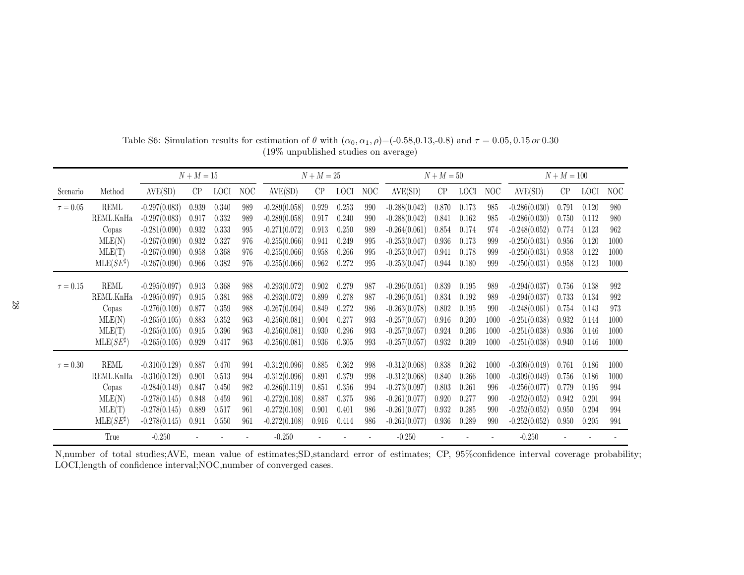Table S6: Simulation results for estimation of $\theta$ with $(\alpha_0, \alpha_1, \rho)$=(-0.58,0.13,-0.8) and $\tau = 0.05, 0.15\, or\, 0.30$ (19% unpublished studies on average)

| | | $N+M=15$ | | | | $N+M=25$ | | | | $N+M=50$ | | | | $N+M=100$ | | | |
|---|---|---|---|---|---|---|---|---|---|---|---|---|---|---|---|---|---|
| Scenario | Method | AVE(SD) | CP | LOCI | NOC | AVE(SD) | CP | LOCI | NOC | AVE(SD) | CP | LOCI | NOC | AVE(SD) | CP | LOCI | NOC |
| $\tau = 0.05$ | REML | -0.297(0.083) | 0.939 | 0.340 | 989 | -0.289(0.058) | 0.929 | 0.253 | 990 | -0.288(0.042) | 0.870 | 0.173 | 985 | -0.286(0.030) | 0.791 | 0.120 | 980 |
| | REML.KnHa | -0.297(0.083) | 0.917 | 0.332 | 989 | -0.289(0.058) | 0.917 | 0.240 | 990 | -0.288(0.042) | 0.841 | 0.162 | 985 | -0.286(0.030) | 0.750 | 0.112 | 980 |
| | Copas | -0.281(0.090) | 0.932 | 0.333 | 995 | -0.271(0.072) | 0.913 | 0.250 | 989 | -0.264(0.061) | 0.854 | 0.174 | 974 | -0.248(0.052) | 0.774 | 0.123 | 962 |
| | MLE(N) | -0.267(0.090) | 0.932 | 0.327 | 976 | -0.255(0.066) | 0.941 | 0.249 | 995 | -0.253(0.047) | 0.936 | 0.173 | 999 | -0.250(0.031) | 0.956 | 0.120 | 1000 |
| | MLE(T) | -0.267(0.090) | 0.958 | 0.368 | 976 | -0.255(0.066) | 0.958 | 0.266 | 995 | -0.253(0.047) | 0.941 | 0.178 | 999 | -0.250(0.031) | 0.958 | 0.122 | 1000 |
| | MLE($SE^{\sharp}$) | -0.267(0.090) | 0.966 | 0.382 | 976 | -0.255(0.066) | 0.962 | 0.272 | 995 | -0.253(0.047) | 0.944 | 0.180 | 999 | -0.250(0.031) | 0.958 | 0.123 | 1000 |
| $\tau = 0.15$ | REML | -0.295(0.097) | 0.913 | 0.368 | 988 | -0.293(0.072) | 0.902 | 0.279 | 987 | -0.296(0.051) | 0.839 | 0.195 | 989 | -0.294(0.037) | 0.756 | 0.138 | 992 |
| | REML.KnHa | -0.295(0.097) | 0.915 | 0.381 | 988 | -0.293(0.072) | 0.899 | 0.278 | 987 | -0.296(0.051) | 0.834 | 0.192 | 989 | -0.294(0.037) | 0.733 | 0.134 | 992 |
| | Copas | -0.276(0.109) | 0.877 | 0.359 | 988 | -0.267(0.094) | 0.849 | 0.272 | 986 | -0.263(0.078) | 0.802 | 0.195 | 990 | -0.248(0.061) | 0.754 | 0.143 | 973 |
| | MLE(N) | -0.265(0.105) | 0.883 | 0.352 | 963 | -0.256(0.081) | 0.904 | 0.277 | 993 | -0.257(0.057) | 0.916 | 0.200 | 1000 | -0.251(0.038) | 0.932 | 0.144 | 1000 |
| | MLE(T) | -0.265(0.105) | 0.915 | 0.396 | 963 | -0.256(0.081) | 0.930 | 0.296 | 993 | -0.257(0.057) | 0.924 | 0.206 | 1000 | -0.251(0.038) | 0.936 | 0.146 | 1000 |
| | MLE($SE^{\sharp}$) | -0.265(0.105) | 0.929 | 0.417 | 963 | -0.256(0.081) | 0.936 | 0.305 | 993 | -0.257(0.057) | 0.932 | 0.209 | 1000 | -0.251(0.038) | 0.940 | 0.146 | 1000 |
| $\tau = 0.30$ | REML | -0.310(0.129) | 0.887 | 0.470 | 994 | -0.312(0.096) | 0.885 | 0.362 | 998 | -0.312(0.068) | 0.838 | 0.262 | 1000 | -0.309(0.049) | 0.761 | 0.186 | 1000 |
| | REML.KnHa | -0.310(0.129) | 0.901 | 0.513 | 994 | -0.312(0.096) | 0.891 | 0.379 | 998 | -0.312(0.068) | 0.840 | 0.266 | 1000 | -0.309(0.049) | 0.756 | 0.186 | 1000 |
| | Copas | -0.284(0.149) | 0.847 | 0.450 | 982 | -0.286(0.119) | 0.851 | 0.356 | 994 | -0.273(0.097) | 0.803 | 0.261 | 996 | -0.256(0.077) | 0.779 | 0.195 | 994 |
| | MLE(N) | -0.278(0.145) | 0.848 | 0.459 | 961 | -0.272(0.108) | 0.887 | 0.375 | 986 | -0.261(0.077) | 0.920 | 0.277 | 990 | -0.252(0.052) | 0.942 | 0.201 | 994 |
| | MLE(T) | -0.278(0.145) | 0.889 | 0.517 | 961 | -0.272(0.108) | 0.901 | 0.401 | 986 | -0.261(0.077) | 0.932 | 0.285 | 990 | -0.252(0.052) | 0.950 | 0.204 | 994 |
| | MLE($SE^{\sharp}$) | -0.278(0.145) | 0.911 | 0.550 | 961 | -0.272(0.108) | 0.916 | 0.414 | 986 | -0.261(0.077) | 0.936 | 0.289 | 990 | -0.252(0.052) | 0.950 | 0.205 | 994 |
| | True | -0.250 | - | - | - | -0.250 | - | - | - | -0.250 | - | - | - | -0.250 | - | - | - |

N,number of total studies;AVE, mean value of estimates;SD,standard error of estimates; CP, 95%confidence interval coverage probability; LOCI,length of confidence interval;NOC,number of converged cases.